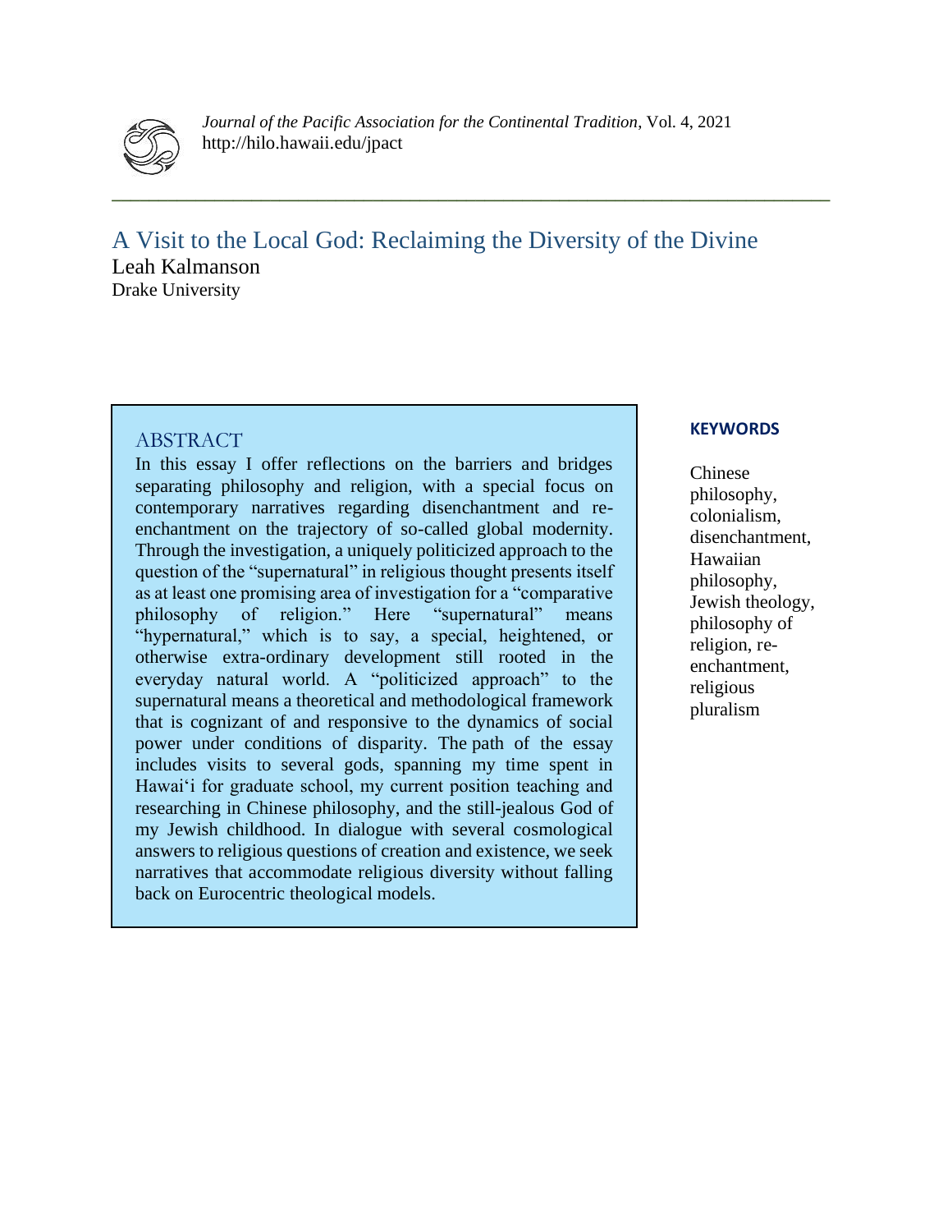*Journal of the Pacific Association for the Continental Tradition*, Vol. 4, 2021
http://hilo.hawaii.edu/jpact

# A Visit to the Local God: Reclaiming the Diversity of the Divine

Leah Kalmanson
Drake University

## ABSTRACT

In this essay I offer reflections on the barriers and bridges separating philosophy and religion, with a special focus on contemporary narratives regarding disenchantment and re-enchantment on the trajectory of so-called global modernity. Through the investigation, a uniquely politicized approach to the question of the "supernatural" in religious thought presents itself as at least one promising area of investigation for a "comparative philosophy of religion." Here "supernatural" means "hypernatural," which is to say, a special, heightened, or otherwise extra-ordinary development still rooted in the everyday natural world. A "politicized approach" to the supernatural means a theoretical and methodological framework that is cognizant of and responsive to the dynamics of social power under conditions of disparity. The path of the essay includes visits to several gods, spanning my time spent in Hawai'i for graduate school, my current position teaching and researching in Chinese philosophy, and the still-jealous God of my Jewish childhood. In dialogue with several cosmological answers to religious questions of creation and existence, we seek narratives that accommodate religious diversity without falling back on Eurocentric theological models.

**KEYWORDS**

Chinese philosophy, colonialism, disenchantment, Hawaiian philosophy, Jewish theology, philosophy of religion, re-enchantment, religious pluralism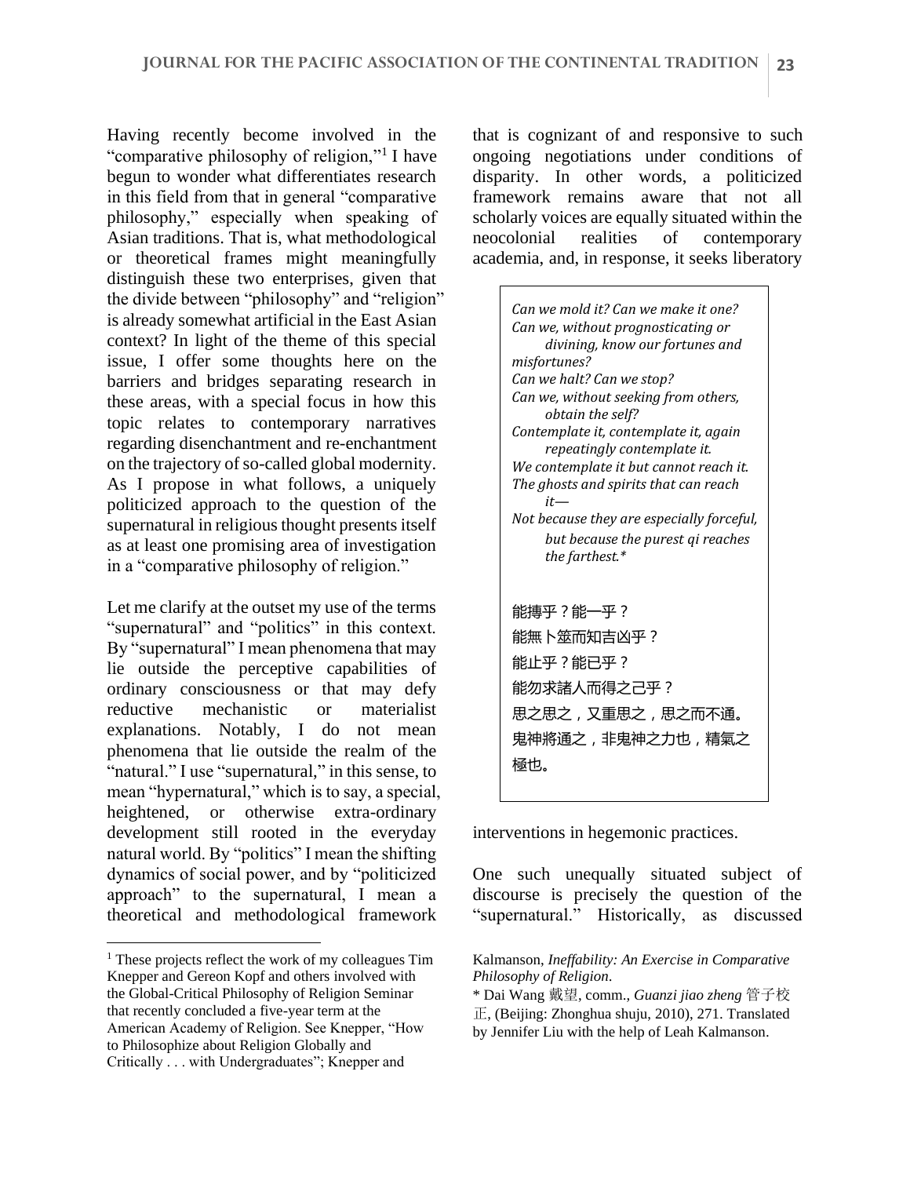Having recently become involved in the "comparative philosophy of religion,"[1] I have begun to wonder what differentiates research in this field from that in general "comparative philosophy," especially when speaking of Asian traditions. That is, what methodological or theoretical frames might meaningfully distinguish these two enterprises, given that the divide between "philosophy" and "religion" is already somewhat artificial in the East Asian context? In light of the theme of this special issue, I offer some thoughts here on the barriers and bridges separating research in these areas, with a special focus in how this topic relates to contemporary narratives regarding disenchantment and re-enchantment on the trajectory of so-called global modernity. As I propose in what follows, a uniquely politicized approach to the question of the supernatural in religious thought presents itself as at least one promising area of investigation in a "comparative philosophy of religion."

Let me clarify at the outset my use of the terms "supernatural" and "politics" in this context. By "supernatural" I mean phenomena that may lie outside the perceptive capabilities of ordinary consciousness or that may defy reductive mechanistic or materialist explanations. Notably, I do not mean phenomena that lie outside the realm of the "natural." I use "supernatural," in this sense, to mean "hypernatural," which is to say, a special, heightened, or otherwise extra-ordinary development still rooted in the everyday natural world. By "politics" I mean the shifting dynamics of social power, and by "politicized approach" to the supernatural, I mean a theoretical and methodological framework that is cognizant of and responsive to such ongoing negotiations under conditions of disparity. In other words, a politicized framework remains aware that not all scholarly voices are equally situated within the neocolonial realities of contemporary academia, and, in response, it seeks liberatory interventions in hegemonic practices.

> *Can we mold it? Can we make it one?*
> *Can we, without prognosticating or divining, know our fortunes and misfortunes?*
> *Can we halt? Can we stop?*
> *Can we, without seeking from others, obtain the self?*
> *Contemplate it, contemplate it, again repeatingly contemplate it.*
> *We contemplate it but cannot reach it.*
> *The ghosts and spirits that can reach it—*
> *Not because they are especially forceful, but because the purest qi reaches the farthest.*\*
>
> 能摶乎？能一乎？
> 能無卜筮而知吉凶乎？
> 能止乎？能已乎？
> 能勿求諸人而得之己乎？
> 思之思之，又重思之，思之而不通。
> 鬼神將通之，非鬼神之力也，精氣之極也。

One such unequally situated subject of discourse is precisely the question of the "supernatural." Historically, as discussed

---

[1] These projects reflect the work of my colleagues Tim Knepper and Gereon Kopf and others involved with the Global-Critical Philosophy of Religion Seminar that recently concluded a five-year term at the American Academy of Religion. See Knepper, "How to Philosophize about Religion Globally and Critically . . . with Undergraduates"; Knepper and Kalmanson, *Ineffability: An Exercise in Comparative Philosophy of Religion*.

\* Dai Wang 戴望, comm., *Guanzi jiao zheng* 管子校正, (Beijing: Zhonghua shuju, 2010), 271. Translated by Jennifer Liu with the help of Leah Kalmanson.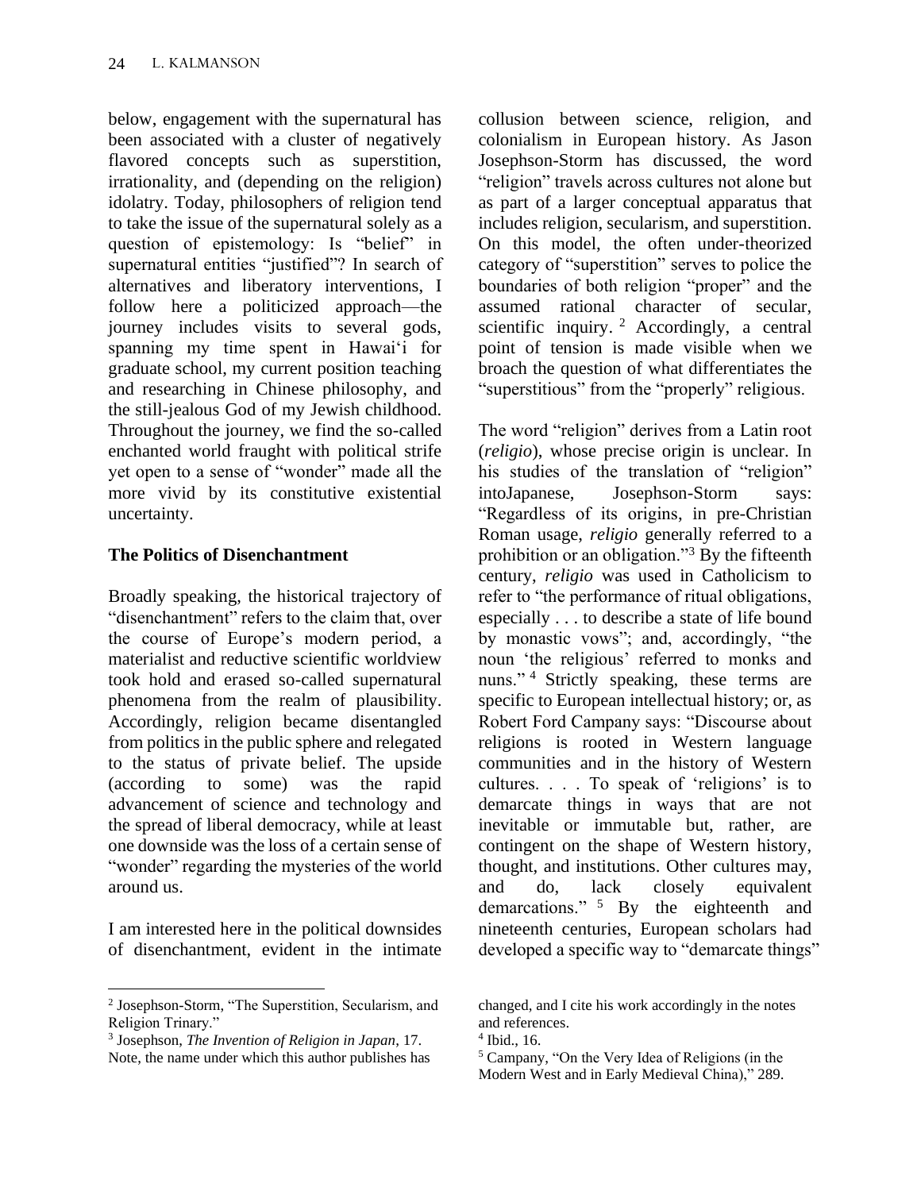below, engagement with the supernatural has been associated with a cluster of negatively flavored concepts such as superstition, irrationality, and (depending on the religion) idolatry. Today, philosophers of religion tend to take the issue of the supernatural solely as a question of epistemology: Is "belief" in supernatural entities "justified"? In search of alternatives and liberatory interventions, I follow here a politicized approach—the journey includes visits to several gods, spanning my time spent in Hawaiʻi for graduate school, my current position teaching and researching in Chinese philosophy, and the still-jealous God of my Jewish childhood. Throughout the journey, we find the so-called enchanted world fraught with political strife yet open to a sense of "wonder" made all the more vivid by its constitutive existential uncertainty.

**The Politics of Disenchantment**

Broadly speaking, the historical trajectory of "disenchantment" refers to the claim that, over the course of Europe's modern period, a materialist and reductive scientific worldview took hold and erased so-called supernatural phenomena from the realm of plausibility. Accordingly, religion became disentangled from politics in the public sphere and relegated to the status of private belief. The upside (according to some) was the rapid advancement of science and technology and the spread of liberal democracy, while at least one downside was the loss of a certain sense of "wonder" regarding the mysteries of the world around us.

I am interested here in the political downsides of disenchantment, evident in the intimate collusion between science, religion, and colonialism in European history. As Jason Josephson-Storm has discussed, the word "religion" travels across cultures not alone but as part of a larger conceptual apparatus that includes religion, secularism, and superstition. On this model, the often under-theorized category of "superstition" serves to police the boundaries of both religion "proper" and the assumed rational character of secular, scientific inquiry.[2] Accordingly, a central point of tension is made visible when we broach the question of what differentiates the "superstitious" from the "properly" religious.

The word "religion" derives from a Latin root (*religio*), whose precise origin is unclear. In his studies of the translation of "religion" intoJapanese, Josephson-Storm says: "Regardless of its origins, in pre-Christian Roman usage, *religio* generally referred to a prohibition or an obligation."[3] By the fifteenth century, *religio* was used in Catholicism to refer to "the performance of ritual obligations, especially . . . to describe a state of life bound by monastic vows"; and, accordingly, "the noun 'the religious' referred to monks and nuns."[4] Strictly speaking, these terms are specific to European intellectual history; or, as Robert Ford Campany says: "Discourse about religions is rooted in Western language communities and in the history of Western cultures. . . . To speak of 'religions' is to demarcate things in ways that are not inevitable or immutable but, rather, are contingent on the shape of Western history, thought, and institutions. Other cultures may, and do, lack closely equivalent demarcations."[5] By the eighteenth and nineteenth centuries, European scholars had developed a specific way to "demarcate things"

---

[2] Josephson-Storm, "The Superstition, Secularism, and Religion Trinary."

[3] Josephson, *The Invention of Religion in Japan*, 17. Note, the name under which this author publishes has changed, and I cite his work accordingly in the notes and references.

[4] Ibid., 16.

[5] Campany, "On the Very Idea of Religions (in the Modern West and in Early Medieval China)," 289.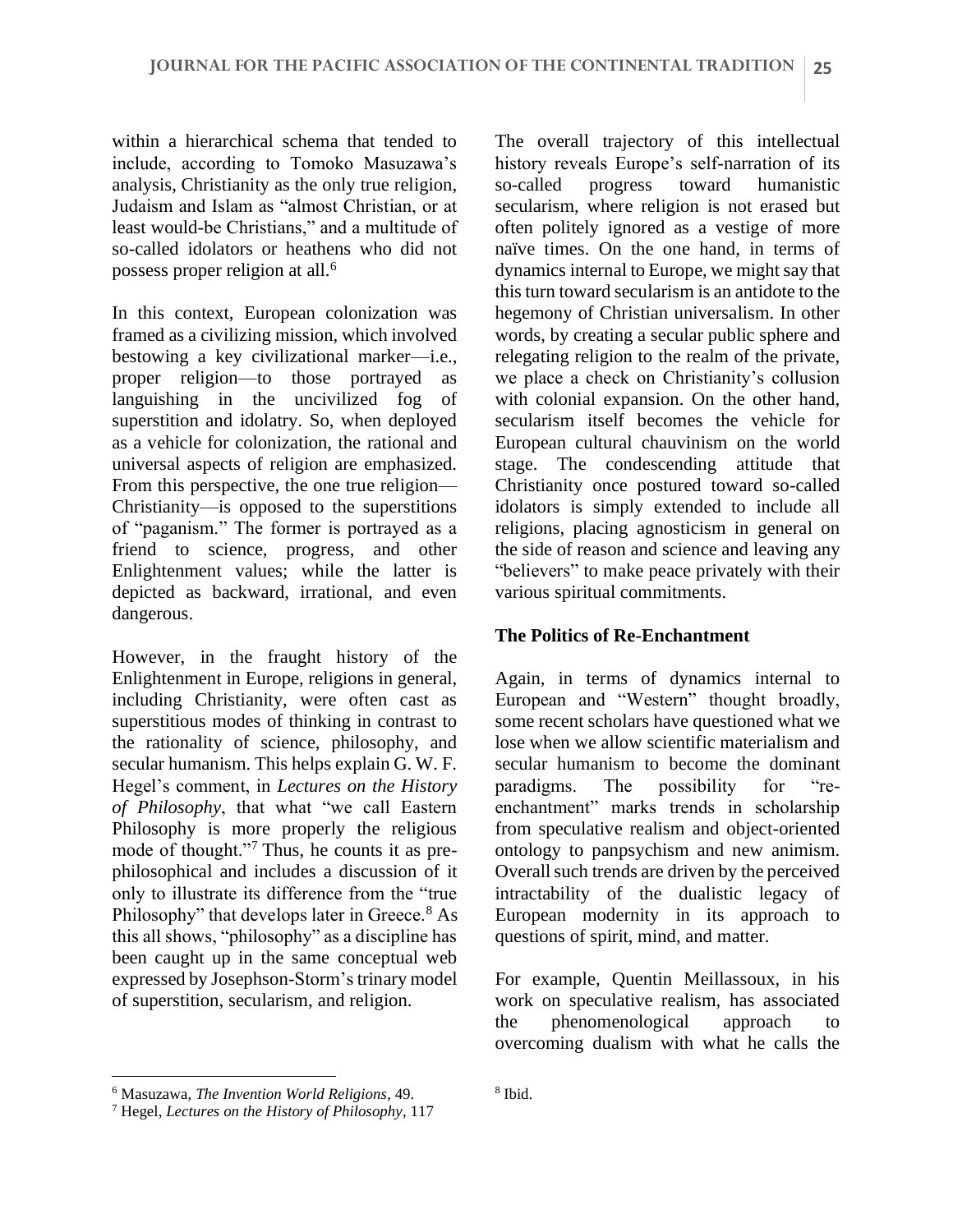within a hierarchical schema that tended to include, according to Tomoko Masuzawa's analysis, Christianity as the only true religion, Judaism and Islam as "almost Christian, or at least would-be Christians," and a multitude of so-called idolators or heathens who did not possess proper religion at all.[6]

In this context, European colonization was framed as a civilizing mission, which involved bestowing a key civilizational marker—i.e., proper religion—to those portrayed as languishing in the uncivilized fog of superstition and idolatry. So, when deployed as a vehicle for colonization, the rational and universal aspects of religion are emphasized. From this perspective, the one true religion—Christianity—is opposed to the superstitions of "paganism." The former is portrayed as a friend to science, progress, and other Enlightenment values; while the latter is depicted as backward, irrational, and even dangerous.

However, in the fraught history of the Enlightenment in Europe, religions in general, including Christianity, were often cast as superstitious modes of thinking in contrast to the rationality of science, philosophy, and secular humanism. This helps explain G. W. F. Hegel's comment, in *Lectures on the History of Philosophy*, that what "we call Eastern Philosophy is more properly the religious mode of thought."[7] Thus, he counts it as pre-philosophical and includes a discussion of it only to illustrate its difference from the "true Philosophy" that develops later in Greece.[8] As this all shows, "philosophy" as a discipline has been caught up in the same conceptual web expressed by Josephson-Storm's trinary model of superstition, secularism, and religion.

The overall trajectory of this intellectual history reveals Europe's self-narration of its so-called progress toward humanistic secularism, where religion is not erased but often politely ignored as a vestige of more naïve times. On the one hand, in terms of dynamics internal to Europe, we might say that this turn toward secularism is an antidote to the hegemony of Christian universalism. In other words, by creating a secular public sphere and relegating religion to the realm of the private, we place a check on Christianity's collusion with colonial expansion. On the other hand, secularism itself becomes the vehicle for European cultural chauvinism on the world stage. The condescending attitude that Christianity once postured toward so-called idolators is simply extended to include all religions, placing agnosticism in general on the side of reason and science and leaving any "believers" to make peace privately with their various spiritual commitments.

**The Politics of Re-Enchantment**

Again, in terms of dynamics internal to European and "Western" thought broadly, some recent scholars have questioned what we lose when we allow scientific materialism and secular humanism to become the dominant paradigms. The possibility for "re-enchantment" marks trends in scholarship from speculative realism and object-oriented ontology to panpsychism and new animism. Overall such trends are driven by the perceived intractability of the dualistic legacy of European modernity in its approach to questions of spirit, mind, and matter.

For example, Quentin Meillassoux, in his work on speculative realism, has associated the phenomenological approach to overcoming dualism with what he calls the

---

[6] Masuzawa, *The Invention World Religions*, 49.

[7] Hegel, *Lectures on the History of Philosophy*, 117

[8] Ibid.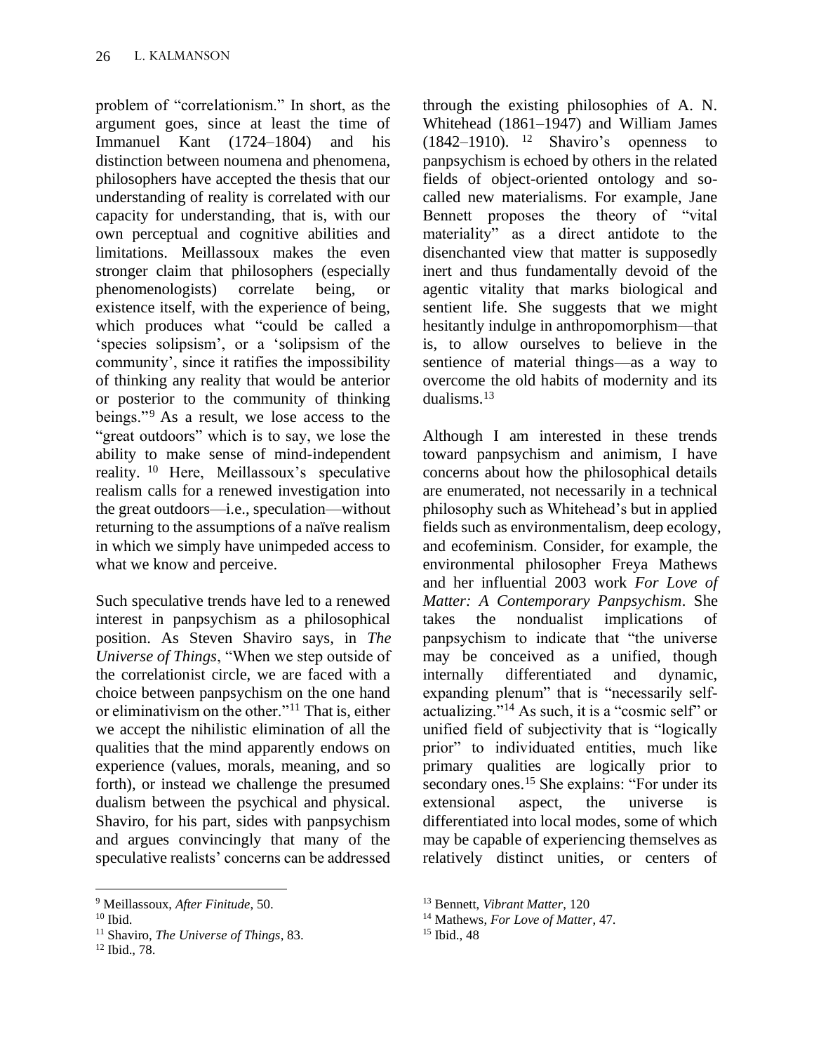problem of "correlationism." In short, as the argument goes, since at least the time of Immanuel Kant (1724–1804) and his distinction between noumena and phenomena, philosophers have accepted the thesis that our understanding of reality is correlated with our capacity for understanding, that is, with our own perceptual and cognitive abilities and limitations. Meillassoux makes the even stronger claim that philosophers (especially phenomenologists) correlate being, or existence itself, with the experience of being, which produces what "could be called a 'species solipsism', or a 'solipsism of the community', since it ratifies the impossibility of thinking any reality that would be anterior or posterior to the community of thinking beings."[9] As a result, we lose access to the "great outdoors" which is to say, we lose the ability to make sense of mind-independent reality.[10] Here, Meillassoux's speculative realism calls for a renewed investigation into the great outdoors—i.e., speculation—without returning to the assumptions of a naïve realism in which we simply have unimpeded access to what we know and perceive.

Such speculative trends have led to a renewed interest in panpsychism as a philosophical position. As Steven Shaviro says, in *The Universe of Things*, "When we step outside of the correlationist circle, we are faced with a choice between panpsychism on the one hand or eliminativism on the other."[11] That is, either we accept the nihilistic elimination of all the qualities that the mind apparently endows on experience (values, morals, meaning, and so forth), or instead we challenge the presumed dualism between the psychical and physical. Shaviro, for his part, sides with panpsychism and argues convincingly that many of the speculative realists' concerns can be addressed through the existing philosophies of A. N. Whitehead (1861–1947) and William James (1842–1910).[12] Shaviro's openness to panpsychism is echoed by others in the related fields of object-oriented ontology and so-called new materialisms. For example, Jane Bennett proposes the theory of "vital materiality" as a direct antidote to the disenchanted view that matter is supposedly inert and thus fundamentally devoid of the agentic vitality that marks biological and sentient life. She suggests that we might hesitantly indulge in anthropomorphism—that is, to allow ourselves to believe in the sentience of material things—as a way to overcome the old habits of modernity and its dualisms.[13]

Although I am interested in these trends toward panpsychism and animism, I have concerns about how the philosophical details are enumerated, not necessarily in a technical philosophy such as Whitehead's but in applied fields such as environmentalism, deep ecology, and ecofeminism. Consider, for example, the environmental philosopher Freya Mathews and her influential 2003 work *For Love of Matter: A Contemporary Panpsychism*. She takes the nondualist implications of panpsychism to indicate that "the universe may be conceived as a unified, though internally differentiated and dynamic, expanding plenum" that is "necessarily self-actualizing."[14] As such, it is a "cosmic self" or unified field of subjectivity that is "logically prior" to individuated entities, much like primary qualities are logically prior to secondary ones.[15] She explains: "For under its extensional aspect, the universe is differentiated into local modes, some of which may be capable of experiencing themselves as relatively distinct unities, or centers of

---

[9] Meillassoux, *After Finitude*, 50.

[10] Ibid.

[11] Shaviro, *The Universe of Things*, 83.

[12] Ibid., 78.

[13] Bennett, *Vibrant Matter*, 120

[14] Mathews, *For Love of Matter*, 47.

[15] Ibid., 48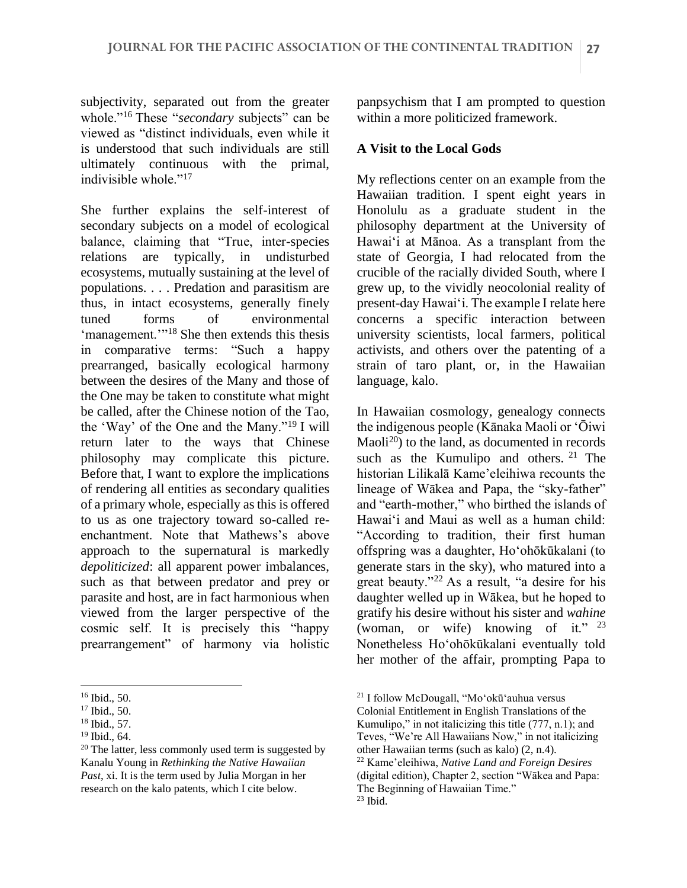subjectivity, separated out from the greater whole."[16] These "*secondary* subjects" can be viewed as "distinct individuals, even while it is understood that such individuals are still ultimately continuous with the primal, indivisible whole."[17]

She further explains the self-interest of secondary subjects on a model of ecological balance, claiming that "True, inter-species relations are typically, in undisturbed ecosystems, mutually sustaining at the level of populations. . . . Predation and parasitism are thus, in intact ecosystems, generally finely tuned forms of environmental 'management.'"[18] She then extends this thesis in comparative terms: "Such a happy prearranged, basically ecological harmony between the desires of the Many and those of the One may be taken to constitute what might be called, after the Chinese notion of the Tao, the 'Way' of the One and the Many."[19] I will return later to the ways that Chinese philosophy may complicate this picture. Before that, I want to explore the implications of rendering all entities as secondary qualities of a primary whole, especially as this is offered to us as one trajectory toward so-called re-enchantment. Note that Mathews's above approach to the supernatural is markedly *depoliticized*: all apparent power imbalances, such as that between predator and prey or parasite and host, are in fact harmonious when viewed from the larger perspective of the cosmic self. It is precisely this "happy prearrangement" of harmony via holistic panpsychism that I am prompted to question within a more politicized framework.

### A Visit to the Local Gods

My reflections center on an example from the Hawaiian tradition. I spent eight years in Honolulu as a graduate student in the philosophy department at the University of Hawaiʻi at Mānoa. As a transplant from the state of Georgia, I had relocated from the crucible of the racially divided South, where I grew up, to the vividly neocolonial reality of present-day Hawaiʻi. The example I relate here concerns a specific interaction between university scientists, local farmers, political activists, and others over the patenting of a strain of taro plant, or, in the Hawaiian language, kalo.

In Hawaiian cosmology, genealogy connects the indigenous people (Kānaka Maoli or ʻŌiwi Maoli[20]) to the land, as documented in records such as the Kumulipo and others.[21] The historian Lilikalā Kame'eleihiwa recounts the lineage of Wākea and Papa, the "sky-father" and "earth-mother," who birthed the islands of Hawaiʻi and Maui as well as a human child: "According to tradition, their first human offspring was a daughter, Hoʻohōkūkalani (to generate stars in the sky), who matured into a great beauty."[22] As a result, "a desire for his daughter welled up in Wākea, but he hoped to gratify his desire without his sister and *wahine* (woman, or wife) knowing of it."[23] Nonetheless Hoʻohōkūkalani eventually told her mother of the affair, prompting Papa to

---

[16] Ibid., 50.

[17] Ibid., 50.

[18] Ibid., 57.

[19] Ibid., 64.

[20] The latter, less commonly used term is suggested by Kanalu Young in *Rethinking the Native Hawaiian Past*, xi. It is the term used by Julia Morgan in her research on the kalo patents, which I cite below.

[21] I follow McDougall, "Moʻokūʻauhua versus Colonial Entitlement in English Translations of the Kumulipo," in not italicizing this title (777, n.1); and Teves, "We're All Hawaiians Now," in not italicizing other Hawaiian terms (such as kalo) (2, n.4).

[22] Kame'eleihiwa, *Native Land and Foreign Desires* (digital edition), Chapter 2, section "Wākea and Papa: The Beginning of Hawaiian Time."

[23] Ibid.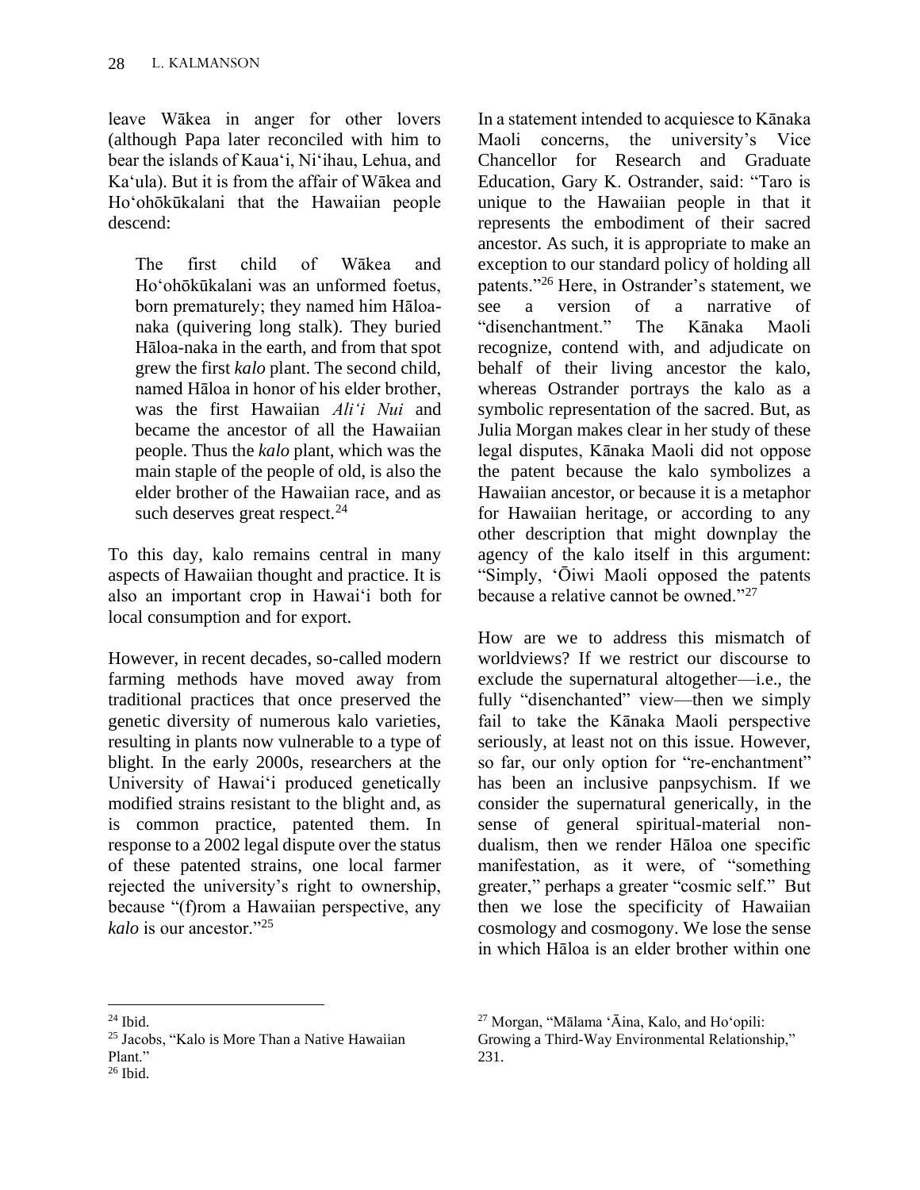leave Wākea in anger for other lovers (although Papa later reconciled with him to bear the islands of Kaua'i, Ni'ihau, Lehua, and Ka'ula). But it is from the affair of Wākea and Ho'ohōkūkalani that the Hawaiian people descend:

> The first child of Wākea and Ho'ohōkūkalani was an unformed foetus, born prematurely; they named him Hāloa-naka (quivering long stalk). They buried Hāloa-naka in the earth, and from that spot grew the first *kalo* plant. The second child, named Hāloa in honor of his elder brother, was the first Hawaiian *Ali'i Nui* and became the ancestor of all the Hawaiian people. Thus the *kalo* plant, which was the main staple of the people of old, is also the elder brother of the Hawaiian race, and as such deserves great respect.[24]

To this day, kalo remains central in many aspects of Hawaiian thought and practice. It is also an important crop in Hawai'i both for local consumption and for export.

However, in recent decades, so-called modern farming methods have moved away from traditional practices that once preserved the genetic diversity of numerous kalo varieties, resulting in plants now vulnerable to a type of blight. In the early 2000s, researchers at the University of Hawai'i produced genetically modified strains resistant to the blight and, as is common practice, patented them. In response to a 2002 legal dispute over the status of these patented strains, one local farmer rejected the university's right to ownership, because "(f)rom a Hawaiian perspective, any *kalo* is our ancestor."[25]

In a statement intended to acquiesce to Kānaka Maoli concerns, the university's Vice Chancellor for Research and Graduate Education, Gary K. Ostrander, said: "Taro is unique to the Hawaiian people in that it represents the embodiment of their sacred ancestor. As such, it is appropriate to make an exception to our standard policy of holding all patents."[26] Here, in Ostrander's statement, we see a version of a narrative of "disenchantment." The Kānaka Maoli recognize, contend with, and adjudicate on behalf of their living ancestor the kalo, whereas Ostrander portrays the kalo as a symbolic representation of the sacred. But, as Julia Morgan makes clear in her study of these legal disputes, Kānaka Maoli did not oppose the patent because the kalo symbolizes a Hawaiian ancestor, or because it is a metaphor for Hawaiian heritage, or according to any other description that might downplay the agency of the kalo itself in this argument: "Simply, 'Ōiwi Maoli opposed the patents because a relative cannot be owned."[27]

How are we to address this mismatch of worldviews? If we restrict our discourse to exclude the supernatural altogether—i.e., the fully "disenchanted" view—then we simply fail to take the Kānaka Maoli perspective seriously, at least not on this issue. However, so far, our only option for "re-enchantment" has been an inclusive panpsychism. If we consider the supernatural generically, in the sense of general spiritual-material non-dualism, then we render Hāloa one specific manifestation, as it were, of "something greater," perhaps a greater "cosmic self." But then we lose the specificity of Hawaiian cosmology and cosmogony. We lose the sense in which Hāloa is an elder brother within one

---

[24] Ibid.

[25] Jacobs, "Kalo is More Than a Native Hawaiian Plant."

[26] Ibid.

[27] Morgan, "Mālama 'Āina, Kalo, and Ho'opili: Growing a Third-Way Environmental Relationship," 231.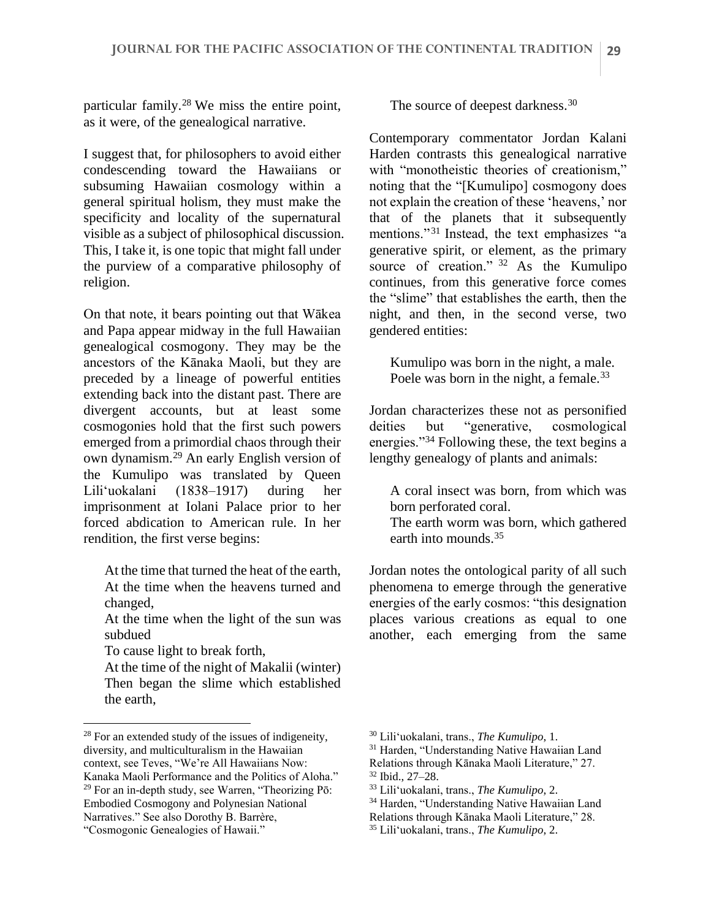particular family.[28] We miss the entire point, as it were, of the genealogical narrative.

I suggest that, for philosophers to avoid either condescending toward the Hawaiians or subsuming Hawaiian cosmology within a general spiritual holism, they must make the specificity and locality of the supernatural visible as a subject of philosophical discussion. This, I take it, is one topic that might fall under the purview of a comparative philosophy of religion.

On that note, it bears pointing out that Wākea and Papa appear midway in the full Hawaiian genealogical cosmogony. They may be the ancestors of the Kānaka Maoli, but they are preceded by a lineage of powerful entities extending back into the distant past. There are divergent accounts, but at least some cosmogonies hold that the first such powers emerged from a primordial chaos through their own dynamism.[29] An early English version of the Kumulipo was translated by Queen Liliʻuokalani (1838–1917) during her imprisonment at Iolani Palace prior to her forced abdication to American rule. In her rendition, the first verse begins:

> At the time that turned the heat of the earth,
> At the time when the heavens turned and changed,
> At the time when the light of the sun was subdued
> To cause light to break forth,
> At the time of the night of Makalii (winter)
> Then began the slime which established the earth,
> The source of deepest darkness.[30]

Contemporary commentator Jordan Kalani Harden contrasts this genealogical narrative with "monotheistic theories of creationism," noting that the "[Kumulipo] cosmogony does not explain the creation of these 'heavens,' nor that of the planets that it subsequently mentions."[31] Instead, the text emphasizes "a generative spirit, or element, as the primary source of creation."[32] As the Kumulipo continues, from this generative force comes the "slime" that establishes the earth, then the night, and then, in the second verse, two gendered entities:

> Kumulipo was born in the night, a male.
> Poele was born in the night, a female.[33]

Jordan characterizes these not as personified deities but "generative, cosmological energies."[34] Following these, the text begins a lengthy genealogy of plants and animals:

> A coral insect was born, from which was born perforated coral.
> The earth worm was born, which gathered earth into mounds.[35]

Jordan notes the ontological parity of all such phenomena to emerge through the generative energies of the early cosmos: "this designation places various creations as equal to one another, each emerging from the same

---

[28] For an extended study of the issues of indigeneity, diversity, and multiculturalism in the Hawaiian context, see Teves, "We're All Hawaiians Now: Kanaka Maoli Performance and the Politics of Aloha."

[29] For an in-depth study, see Warren, "Theorizing Pō: Embodied Cosmogony and Polynesian National Narratives." See also Dorothy B. Barrère, "Cosmogonic Genealogies of Hawaii."

[30] Liliʻuokalani, trans., *The Kumulipo,* 1.

[31] Harden, "Understanding Native Hawaiian Land Relations through Kānaka Maoli Literature," 27.

[32] Ibid., 27–28.

[33] Liliʻuokalani, trans., *The Kumulipo,* 2.

[34] Harden, "Understanding Native Hawaiian Land Relations through Kānaka Maoli Literature," 28.

[35] Liliʻuokalani, trans., *The Kumulipo,* 2.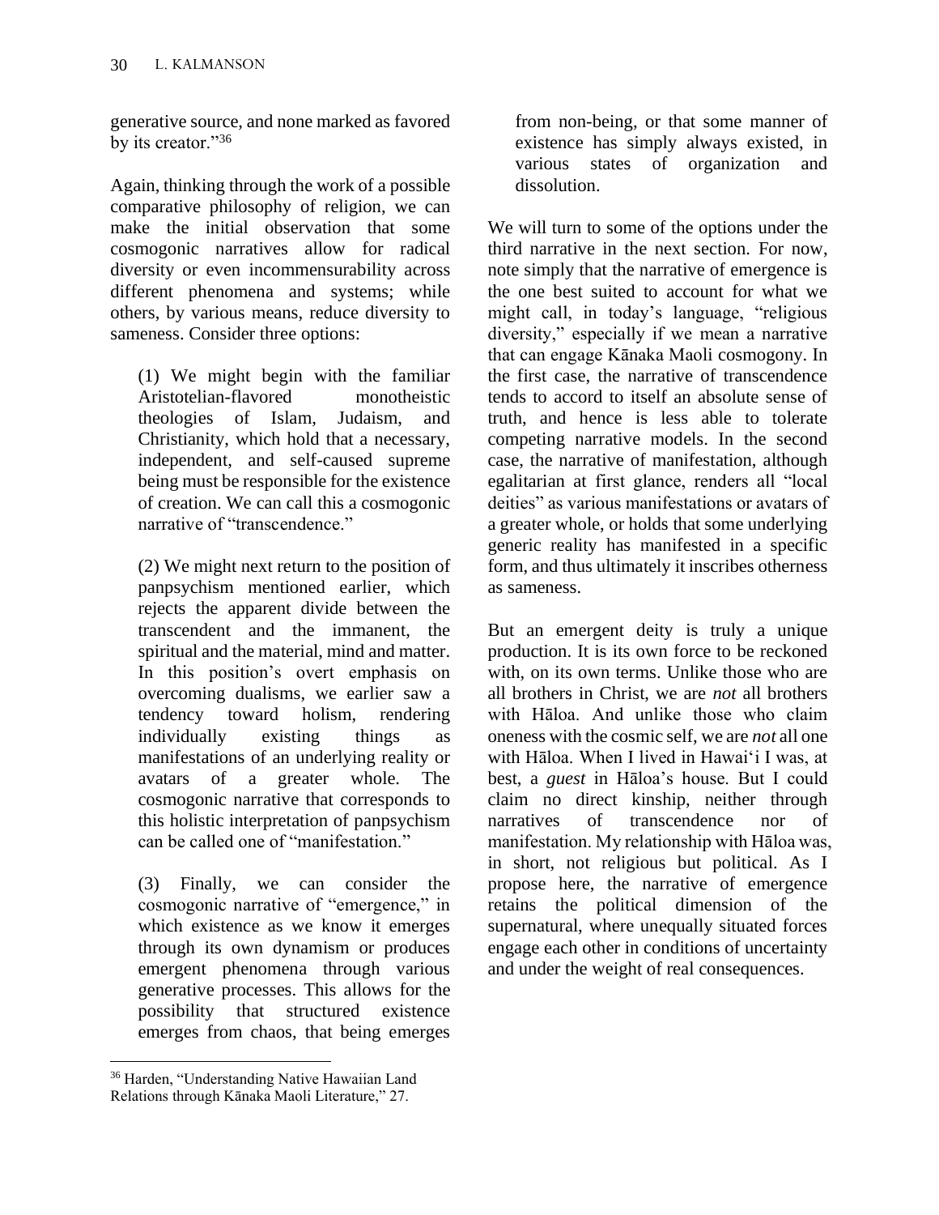generative source, and none marked as favored by its creator."[36]

Again, thinking through the work of a possible comparative philosophy of religion, we can make the initial observation that some cosmogonic narratives allow for radical diversity or even incommensurability across different phenomena and systems; while others, by various means, reduce diversity to sameness. Consider three options:

> (1) We might begin with the familiar Aristotelian-flavored monotheistic theologies of Islam, Judaism, and Christianity, which hold that a necessary, independent, and self-caused supreme being must be responsible for the existence of creation. We can call this a cosmogonic narrative of "transcendence."
>
> (2) We might next return to the position of panpsychism mentioned earlier, which rejects the apparent divide between the transcendent and the immanent, the spiritual and the material, mind and matter. In this position's overt emphasis on overcoming dualisms, we earlier saw a tendency toward holism, rendering individually existing things as manifestations of an underlying reality or avatars of a greater whole. The cosmogonic narrative that corresponds to this holistic interpretation of panpsychism can be called one of "manifestation."
>
> (3) Finally, we can consider the cosmogonic narrative of "emergence," in which existence as we know it emerges through its own dynamism or produces emergent phenomena through various generative processes. This allows for the possibility that structured existence emerges from chaos, that being emerges from non-being, or that some manner of existence has simply always existed, in various states of organization and dissolution.

We will turn to some of the options under the third narrative in the next section. For now, note simply that the narrative of emergence is the one best suited to account for what we might call, in today's language, "religious diversity," especially if we mean a narrative that can engage Kānaka Maoli cosmogony. In the first case, the narrative of transcendence tends to accord to itself an absolute sense of truth, and hence is less able to tolerate competing narrative models. In the second case, the narrative of manifestation, although egalitarian at first glance, renders all "local deities" as various manifestations or avatars of a greater whole, or holds that some underlying generic reality has manifested in a specific form, and thus ultimately it inscribes otherness as sameness.

But an emergent deity is truly a unique production. It is its own force to be reckoned with, on its own terms. Unlike those who are all brothers in Christ, we are *not* all brothers with Hāloa. And unlike those who claim oneness with the cosmic self, we are *not* all one with Hāloa. When I lived in Hawaiʻi I was, at best, a *guest* in Hāloa's house. But I could claim no direct kinship, neither through narratives of transcendence nor of manifestation. My relationship with Hāloa was, in short, not religious but political. As I propose here, the narrative of emergence retains the political dimension of the supernatural, where unequally situated forces engage each other in conditions of uncertainty and under the weight of real consequences.

[36] Harden, "Understanding Native Hawaiian Land Relations through Kānaka Maoli Literature," 27.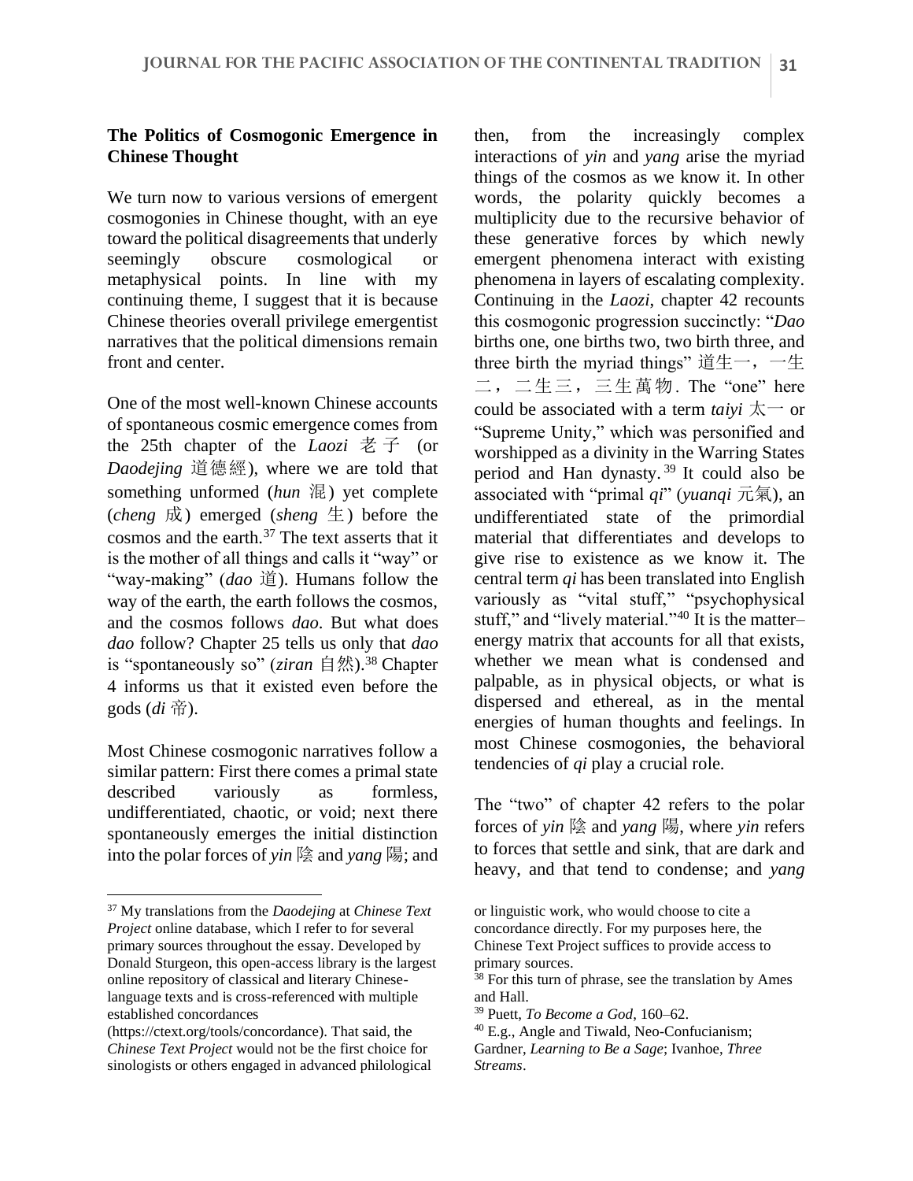**The Politics of Cosmogonic Emergence in Chinese Thought**

We turn now to various versions of emergent cosmogonies in Chinese thought, with an eye toward the political disagreements that underly seemingly obscure cosmological or metaphysical points. In line with my continuing theme, I suggest that it is because Chinese theories overall privilege emergentist narratives that the political dimensions remain front and center.

One of the most well-known Chinese accounts of spontaneous cosmic emergence comes from the 25th chapter of the *Laozi* 老子 (or *Daodejing* 道德經), where we are told that something unformed (*hun* 混) yet complete (*cheng* 成) emerged (*sheng* 生) before the cosmos and the earth.[37] The text asserts that it is the mother of all things and calls it "way" or "way-making" (*dao* 道). Humans follow the way of the earth, the earth follows the cosmos, and the cosmos follows *dao*. But what does *dao* follow? Chapter 25 tells us only that *dao* is "spontaneously so" (*ziran* 自然).[38] Chapter 4 informs us that it existed even before the gods (*di* 帝).

Most Chinese cosmogonic narratives follow a similar pattern: First there comes a primal state described variously as formless, undifferentiated, chaotic, or void; next there spontaneously emerges the initial distinction into the polar forces of *yin* 陰 and *yang* 陽; and then, from the increasingly complex interactions of *yin* and *yang* arise the myriad things of the cosmos as we know it. In other words, the polarity quickly becomes a multiplicity due to the recursive behavior of these generative forces by which newly emergent phenomena interact with existing phenomena in layers of escalating complexity. Continuing in the *Laozi*, chapter 42 recounts this cosmogonic progression succinctly: "*Dao* births one, one births two, two birth three, and three birth the myriad things" 道生一，一生二，二生三，三生萬物. The "one" here could be associated with a term *taiyi* 太一 or "Supreme Unity," which was personified and worshipped as a divinity in the Warring States period and Han dynasty.[39] It could also be associated with "primal *qi*" (*yuanqi* 元氣), an undifferentiated state of the primordial material that differentiates and develops to give rise to existence as we know it. The central term *qi* has been translated into English variously as "vital stuff," "psychophysical stuff," and "lively material."[40] It is the matter–energy matrix that accounts for all that exists, whether we mean what is condensed and palpable, as in physical objects, or what is dispersed and ethereal, as in the mental energies of human thoughts and feelings. In most Chinese cosmogonies, the behavioral tendencies of *qi* play a crucial role.

The "two" of chapter 42 refers to the polar forces of *yin* 陰 and *yang* 陽, where *yin* refers to forces that settle and sink, that are dark and heavy, and that tend to condense; and *yang*

---

[37] My translations from the *Daodejing* at *Chinese Text Project* online database, which I refer to for several primary sources throughout the essay. Developed by Donald Sturgeon, this open-access library is the largest online repository of classical and literary Chinese-language texts and is cross-referenced with multiple established concordances (https://ctext.org/tools/concordance). That said, the *Chinese Text Project* would not be the first choice for sinologists or others engaged in advanced philological or linguistic work, who would choose to cite a concordance directly. For my purposes here, the Chinese Text Project suffices to provide access to primary sources.

[38] For this turn of phrase, see the translation by Ames and Hall.

[39] Puett, *To Become a God*, 160–62.

[40] E.g., Angle and Tiwald, Neo-Confucianism; Gardner, *Learning to Be a Sage*; Ivanhoe, *Three Streams*.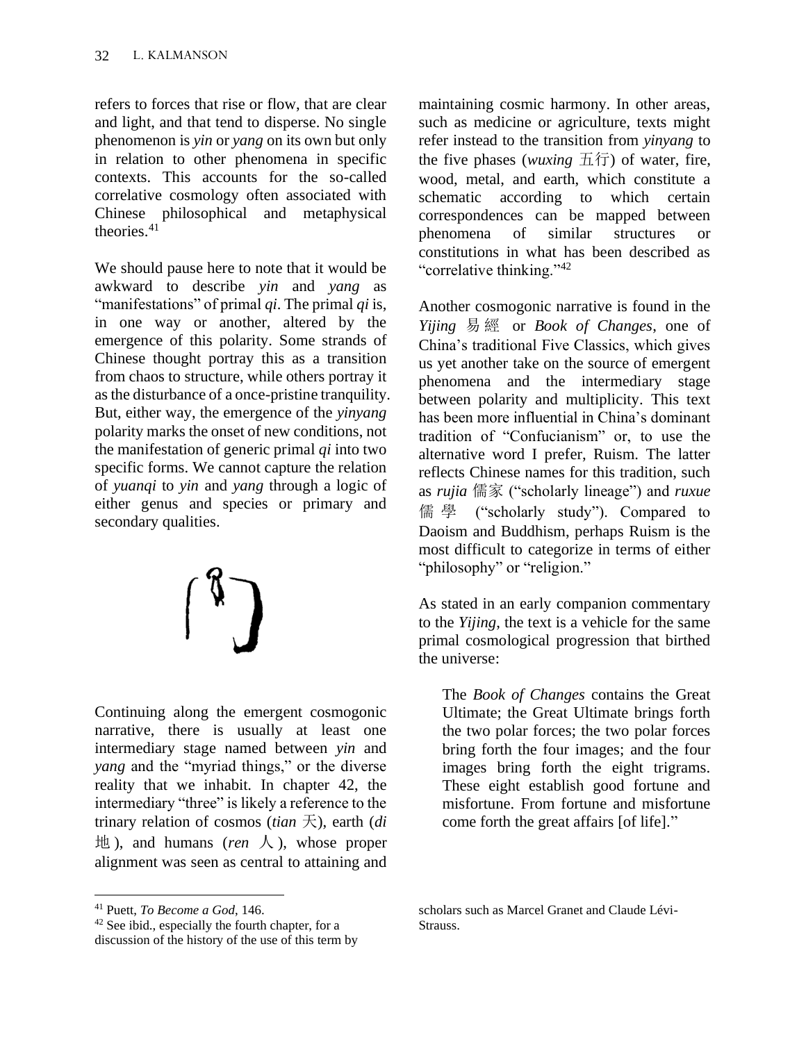refers to forces that rise or flow, that are clear and light, and that tend to disperse. No single phenomenon is *yin* or *yang* on its own but only in relation to other phenomena in specific contexts. This accounts for the so-called correlative cosmology often associated with Chinese philosophical and metaphysical theories.[41]

We should pause here to note that it would be awkward to describe *yin* and *yang* as "manifestations" of primal *qi*. The primal *qi* is, in one way or another, altered by the emergence of this polarity. Some strands of Chinese thought portray this as a transition from chaos to structure, while others portray it as the disturbance of a once-pristine tranquility. But, either way, the emergence of the *yinyang* polarity marks the onset of new conditions, not the manifestation of generic primal *qi* into two specific forms. We cannot capture the relation of *yuanqi* to *yin* and *yang* through a logic of either genus and species or primary and secondary qualities.

Continuing along the emergent cosmogonic narrative, there is usually at least one intermediary stage named between *yin* and *yang* and the "myriad things," or the diverse reality that we inhabit. In chapter 42, the intermediary "three" is likely a reference to the trinary relation of cosmos (*tian* 天), earth (*di* 地), and humans (*ren* 人), whose proper alignment was seen as central to attaining and maintaining cosmic harmony. In other areas, such as medicine or agriculture, texts might refer instead to the transition from *yinyang* to the five phases (*wuxing* 五行) of water, fire, wood, metal, and earth, which constitute a schematic according to which certain correspondences can be mapped between phenomena of similar structures or constitutions in what has been described as "correlative thinking."[42]

Another cosmogonic narrative is found in the *Yijing* 易經 or *Book of Changes*, one of China's traditional Five Classics, which gives us yet another take on the source of emergent phenomena and the intermediary stage between polarity and multiplicity. This text has been more influential in China's dominant tradition of "Confucianism" or, to use the alternative word I prefer, Ruism. The latter reflects Chinese names for this tradition, such as *rujia* 儒家 ("scholarly lineage") and *ruxue* 儒學 ("scholarly study"). Compared to Daoism and Buddhism, perhaps Ruism is the most difficult to categorize in terms of either "philosophy" or "religion."

As stated in an early companion commentary to the *Yijing*, the text is a vehicle for the same primal cosmological progression that birthed the universe:

> The *Book of Changes* contains the Great Ultimate; the Great Ultimate brings forth the two polar forces; the two polar forces bring forth the four images; and the four images bring forth the eight trigrams. These eight establish good fortune and misfortune. From fortune and misfortune come forth the great affairs [of life]."

---

[41] Puett, *To Become a God*, 146.

[42] See ibid., especially the fourth chapter, for a discussion of the history of the use of this term by scholars such as Marcel Granet and Claude Lévi-Strauss.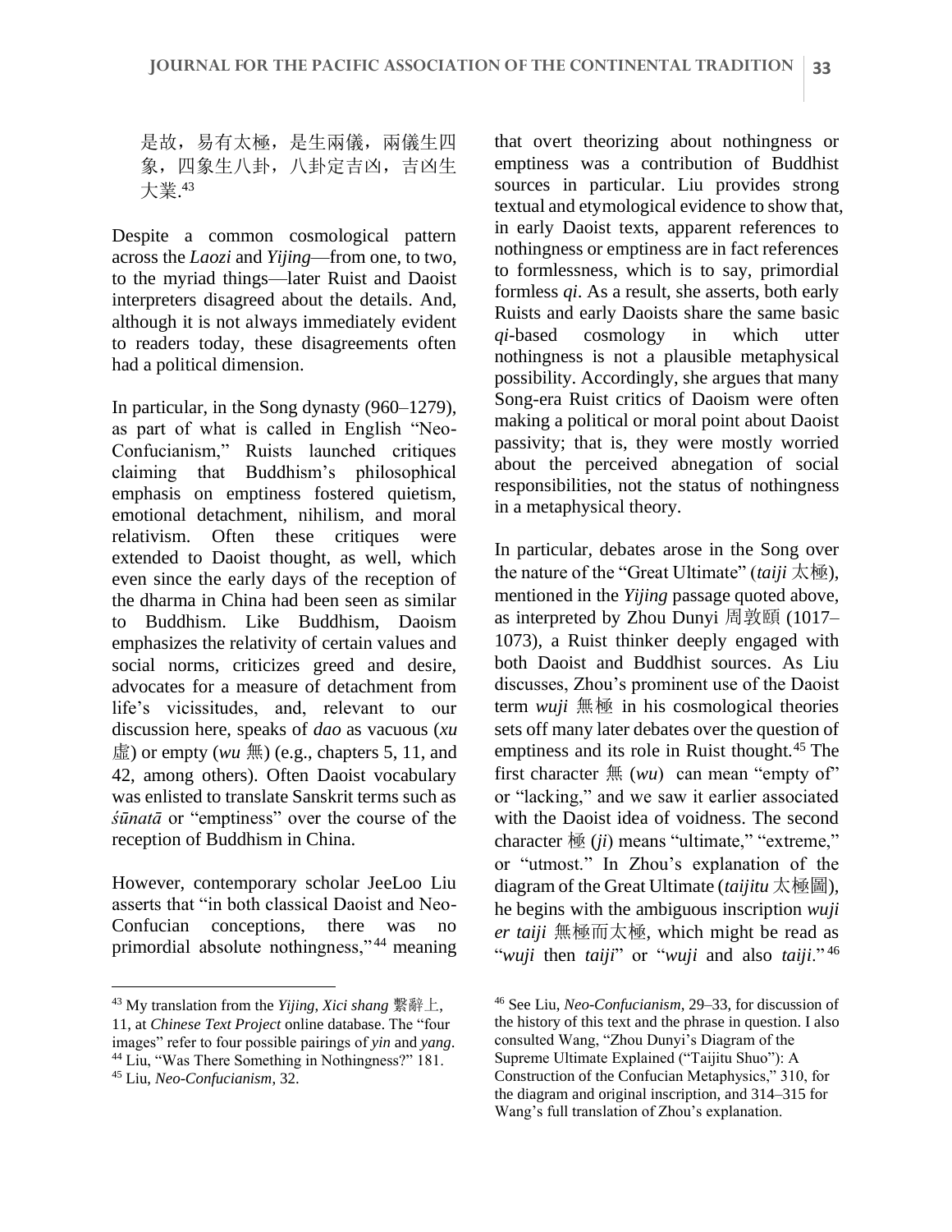是故，易有太極，是生兩儀，兩儀生四象，四象生八卦，八卦定吉凶，吉凶生大業.[43]

Despite a common cosmological pattern across the *Laozi* and *Yijing*—from one, to two, to the myriad things—later Ruist and Daoist interpreters disagreed about the details. And, although it is not always immediately evident to readers today, these disagreements often had a political dimension.

In particular, in the Song dynasty (960–1279), as part of what is called in English "Neo-Confucianism," Ruists launched critiques claiming that Buddhism's philosophical emphasis on emptiness fostered quietism, emotional detachment, nihilism, and moral relativism. Often these critiques were extended to Daoist thought, as well, which even since the early days of the reception of the dharma in China had been seen as similar to Buddhism. Like Buddhism, Daoism emphasizes the relativity of certain values and social norms, criticizes greed and desire, advocates for a measure of detachment from life's vicissitudes, and, relevant to our discussion here, speaks of *dao* as vacuous (*xu* 虛) or empty (*wu* 無) (e.g., chapters 5, 11, and 42, among others). Often Daoist vocabulary was enlisted to translate Sanskrit terms such as *śūnatā* or "emptiness" over the course of the reception of Buddhism in China.

However, contemporary scholar JeeLoo Liu asserts that "in both classical Daoist and Neo-Confucian conceptions, there was no primordial absolute nothingness,"[44] meaning that overt theorizing about nothingness or emptiness was a contribution of Buddhist sources in particular. Liu provides strong textual and etymological evidence to show that, in early Daoist texts, apparent references to nothingness or emptiness are in fact references to formlessness, which is to say, primordial formless *qi*. As a result, she asserts, both early Ruists and early Daoists share the same basic *qi*-based cosmology in which utter nothingness is not a plausible metaphysical possibility. Accordingly, she argues that many Song-era Ruist critics of Daoism were often making a political or moral point about Daoist passivity; that is, they were mostly worried about the perceived abnegation of social responsibilities, not the status of nothingness in a metaphysical theory.

In particular, debates arose in the Song over the nature of the "Great Ultimate" (*taiji* 太極), mentioned in the *Yijing* passage quoted above, as interpreted by Zhou Dunyi 周敦頤 (1017–1073), a Ruist thinker deeply engaged with both Daoist and Buddhist sources. As Liu discusses, Zhou's prominent use of the Daoist term *wuji* 無極 in his cosmological theories sets off many later debates over the question of emptiness and its role in Ruist thought.[45] The first character 無 (*wu*) can mean "empty of" or "lacking," and we saw it earlier associated with the Daoist idea of voidness. The second character 極 (*ji*) means "ultimate," "extreme," or "utmost." In Zhou's explanation of the diagram of the Great Ultimate (*taijitu* 太極圖), he begins with the ambiguous inscription *wuji er taiji* 無極而太極, which might be read as "*wuji* then *taiji*" or "*wuji* and also *taiji*."[46]

---

[43] My translation from the *Yijing*, *Xici shang* 繫辭上, 11, at *Chinese Text Project* online database. The "four images" refer to four possible pairings of *yin* and *yang*.

[44] Liu, "Was There Something in Nothingness?" 181.

[45] Liu, *Neo-Confucianism*, 32.

[46] See Liu, *Neo-Confucianism*, 29–33, for discussion of the history of this text and the phrase in question. I also consulted Wang, "Zhou Dunyi's Diagram of the Supreme Ultimate Explained ("Taijitu Shuo"): A Construction of the Confucian Metaphysics," 310, for the diagram and original inscription, and 314–315 for Wang's full translation of Zhou's explanation.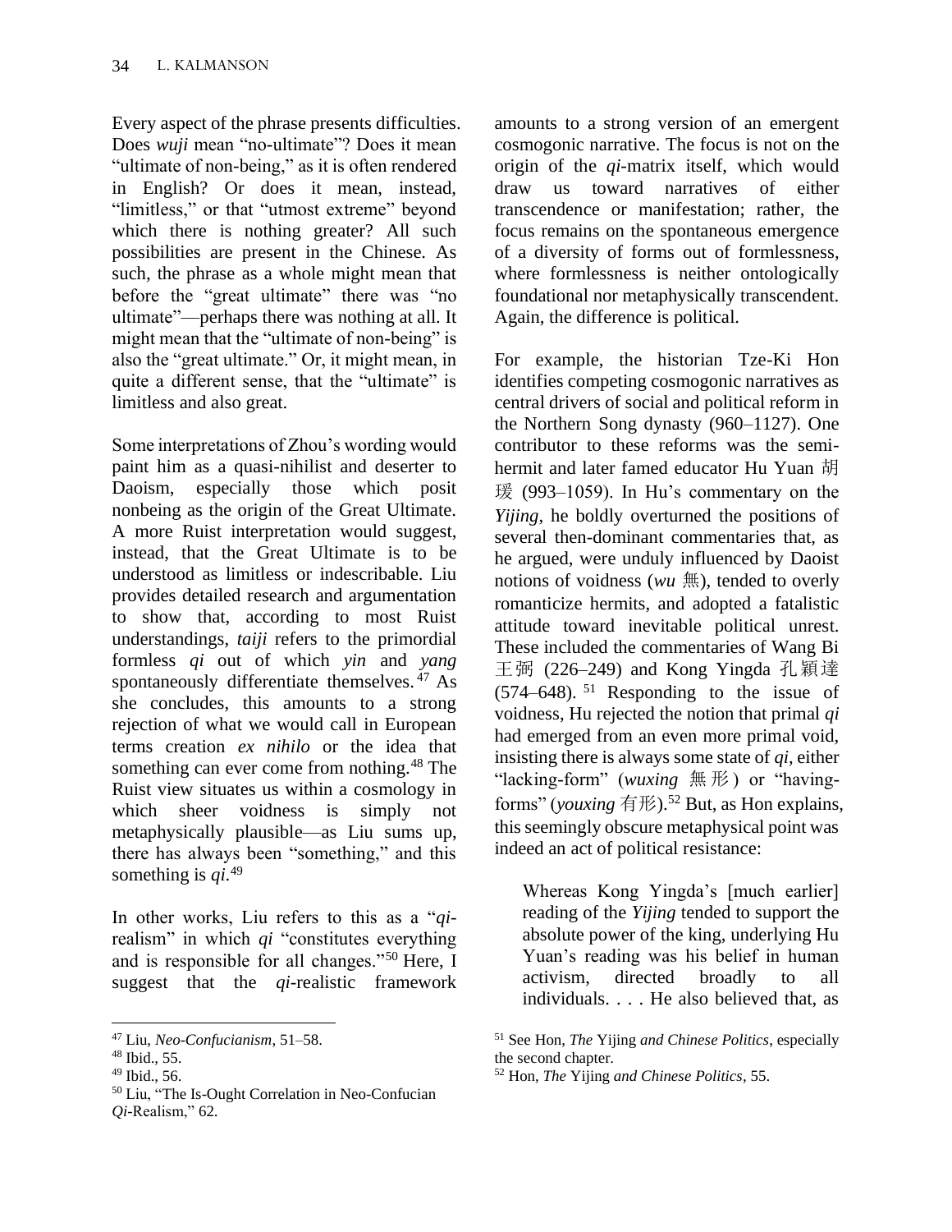Every aspect of the phrase presents difficulties. Does *wuji* mean "no-ultimate"? Does it mean "ultimate of non-being," as it is often rendered in English? Or does it mean, instead, "limitless," or that "utmost extreme" beyond which there is nothing greater? All such possibilities are present in the Chinese. As such, the phrase as a whole might mean that before the "great ultimate" there was "no ultimate"—perhaps there was nothing at all. It might mean that the "ultimate of non-being" is also the "great ultimate." Or, it might mean, in quite a different sense, that the "ultimate" is limitless and also great.

Some interpretations of Zhou's wording would paint him as a quasi-nihilist and deserter to Daoism, especially those which posit nonbeing as the origin of the Great Ultimate. A more Ruist interpretation would suggest, instead, that the Great Ultimate is to be understood as limitless or indescribable. Liu provides detailed research and argumentation to show that, according to most Ruist understandings, *taiji* refers to the primordial formless *qi* out of which *yin* and *yang* spontaneously differentiate themselves.[47] As she concludes, this amounts to a strong rejection of what we would call in European terms creation *ex nihilo* or the idea that something can ever come from nothing.[48] The Ruist view situates us within a cosmology in which sheer voidness is simply not metaphysically plausible—as Liu sums up, there has always been "something," and this something is *qi*.[49]

In other works, Liu refers to this as a "*qi*-realism" in which *qi* "constitutes everything and is responsible for all changes."[50] Here, I suggest that the *qi*-realistic framework amounts to a strong version of an emergent cosmogonic narrative. The focus is not on the origin of the *qi*-matrix itself, which would draw us toward narratives of either transcendence or manifestation; rather, the focus remains on the spontaneous emergence of a diversity of forms out of formlessness, where formlessness is neither ontologically foundational nor metaphysically transcendent. Again, the difference is political.

For example, the historian Tze-Ki Hon identifies competing cosmogonic narratives as central drivers of social and political reform in the Northern Song dynasty (960–1127). One contributor to these reforms was the semi-hermit and later famed educator Hu Yuan 胡瑗 (993–1059). In Hu's commentary on the *Yijing*, he boldly overturned the positions of several then-dominant commentaries that, as he argued, were unduly influenced by Daoist notions of voidness (*wu* 無), tended to overly romanticize hermits, and adopted a fatalistic attitude toward inevitable political unrest. These included the commentaries of Wang Bi 王弼 (226–249) and Kong Yingda 孔穎達 (574–648).[51] Responding to the issue of voidness, Hu rejected the notion that primal *qi* had emerged from an even more primal void, insisting there is always some state of *qi*, either "lacking-form" (*wuxing* 無形) or "having-forms" (*youxing* 有形).[52] But, as Hon explains, this seemingly obscure metaphysical point was indeed an act of political resistance:

> Whereas Kong Yingda's [much earlier] reading of the *Yijing* tended to support the absolute power of the king, underlying Hu Yuan's reading was his belief in human activism, directed broadly to all individuals. . . . He also believed that, as

---

[47] Liu, *Neo-Confucianism*, 51–58.
[48] Ibid., 55.
[49] Ibid., 56.
[50] Liu, "The Is-Ought Correlation in Neo-Confucian *Qi*-Realism," 62.
[51] See Hon, *The* Yijing *and Chinese Politics*, especially the second chapter.
[52] Hon, *The* Yijing *and Chinese Politics*, 55.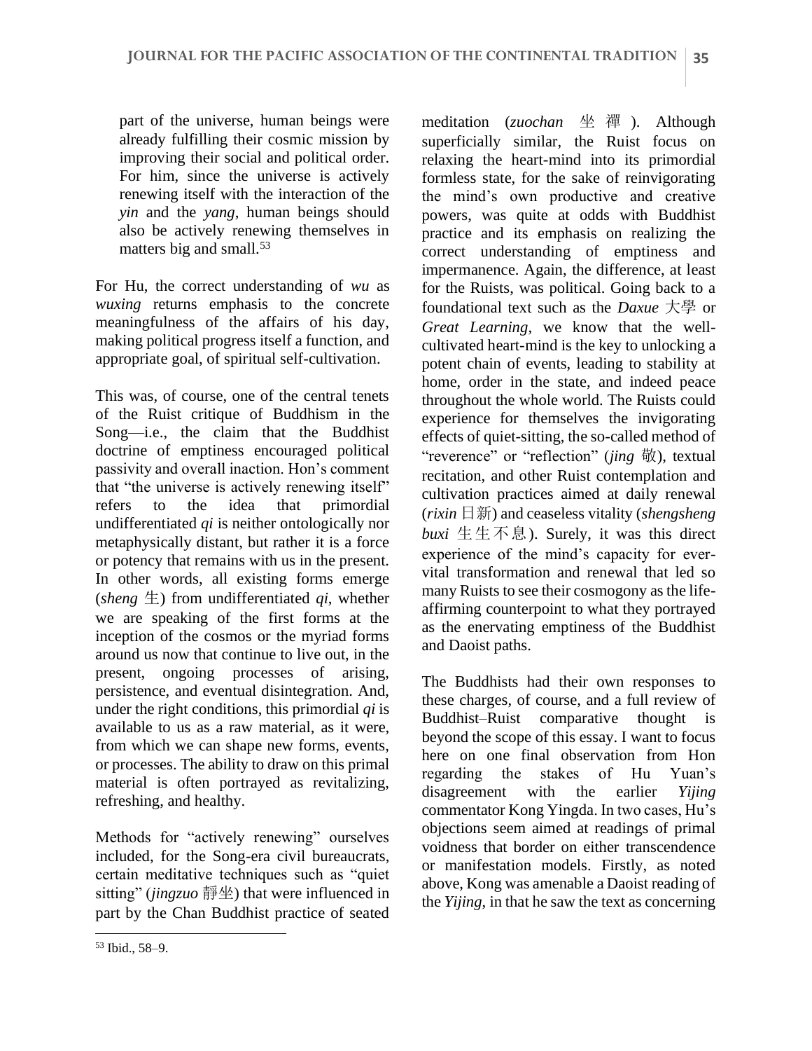part of the universe, human beings were already fulfilling their cosmic mission by improving their social and political order. For him, since the universe is actively renewing itself with the interaction of the *yin* and the *yang*, human beings should also be actively renewing themselves in matters big and small.[53]

For Hu, the correct understanding of *wu* as *wuxing* returns emphasis to the concrete meaningfulness of the affairs of his day, making political progress itself a function, and appropriate goal, of spiritual self-cultivation.

This was, of course, one of the central tenets of the Ruist critique of Buddhism in the Song—i.e., the claim that the Buddhist doctrine of emptiness encouraged political passivity and overall inaction. Hon's comment that "the universe is actively renewing itself" refers to the idea that primordial undifferentiated *qi* is neither ontologically nor metaphysically distant, but rather it is a force or potency that remains with us in the present. In other words, all existing forms emerge (*sheng* 生) from undifferentiated *qi*, whether we are speaking of the first forms at the inception of the cosmos or the myriad forms around us now that continue to live out, in the present, ongoing processes of arising, persistence, and eventual disintegration. And, under the right conditions, this primordial *qi* is available to us as a raw material, as it were, from which we can shape new forms, events, or processes. The ability to draw on this primal material is often portrayed as revitalizing, refreshing, and healthy.

Methods for "actively renewing" ourselves included, for the Song-era civil bureaucrats, certain meditative techniques such as "quiet sitting" (*jingzuo* 靜坐) that were influenced in part by the Chan Buddhist practice of seated meditation (*zuochan* 坐禪). Although superficially similar, the Ruist focus on relaxing the heart-mind into its primordial formless state, for the sake of reinvigorating the mind's own productive and creative powers, was quite at odds with Buddhist practice and its emphasis on realizing the correct understanding of emptiness and impermanence. Again, the difference, at least for the Ruists, was political. Going back to a foundational text such as the *Daxue* 大學 or *Great Learning*, we know that the well-cultivated heart-mind is the key to unlocking a potent chain of events, leading to stability at home, order in the state, and indeed peace throughout the whole world. The Ruists could experience for themselves the invigorating effects of quiet-sitting, the so-called method of "reverence" or "reflection" (*jing* 敬), textual recitation, and other Ruist contemplation and cultivation practices aimed at daily renewal (*rixin* 日新) and ceaseless vitality (*shengsheng buxi* 生生不息). Surely, it was this direct experience of the mind's capacity for ever-vital transformation and renewal that led so many Ruists to see their cosmogony as the life-affirming counterpoint to what they portrayed as the enervating emptiness of the Buddhist and Daoist paths.

The Buddhists had their own responses to these charges, of course, and a full review of Buddhist–Ruist comparative thought is beyond the scope of this essay. I want to focus here on one final observation from Hon regarding the stakes of Hu Yuan's disagreement with the earlier *Yijing* commentator Kong Yingda. In two cases, Hu's objections seem aimed at readings of primal voidness that border on either transcendence or manifestation models. Firstly, as noted above, Kong was amenable a Daoist reading of the *Yijing*, in that he saw the text as concerning

[53] Ibid., 58–9.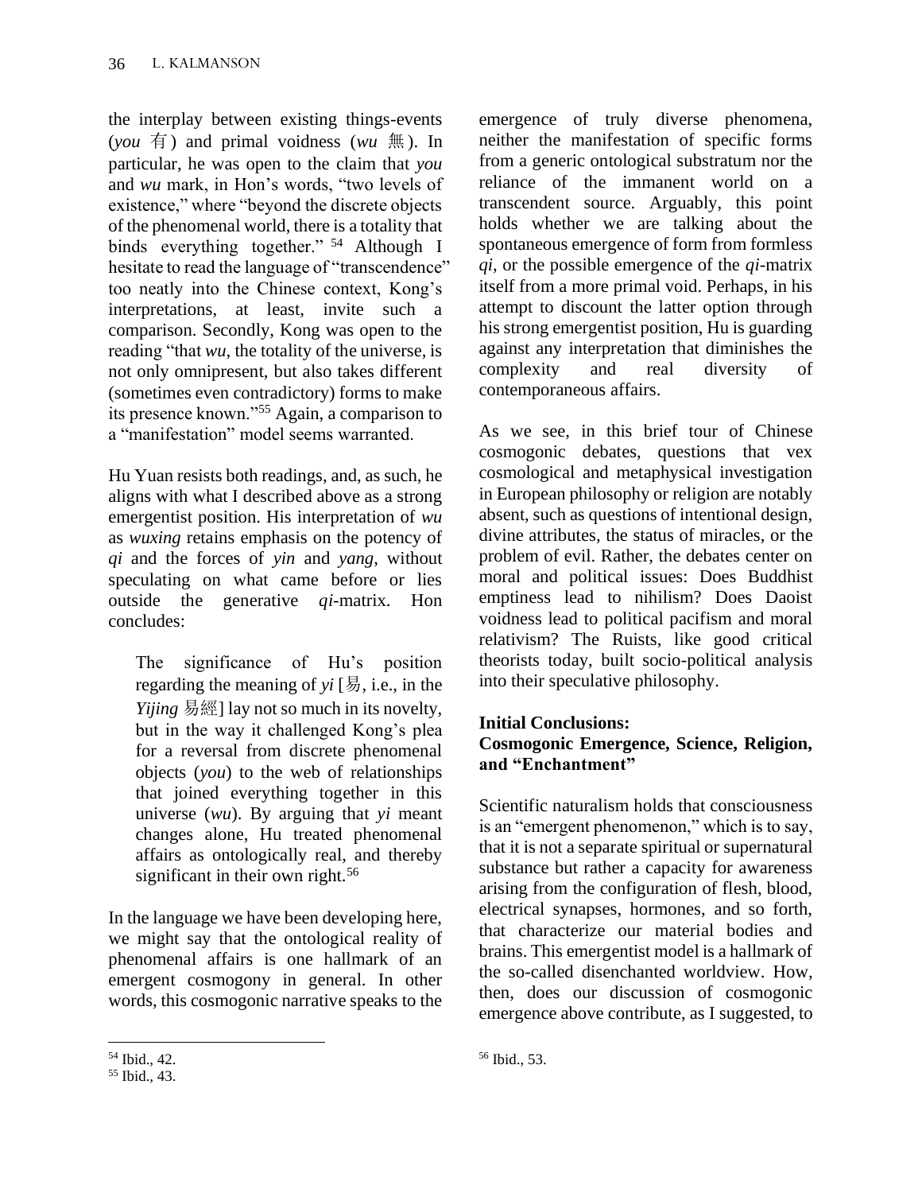the interplay between existing things-events (*you* 有) and primal voidness (*wu* 無). In particular, he was open to the claim that *you* and *wu* mark, in Hon's words, "two levels of existence," where "beyond the discrete objects of the phenomenal world, there is a totality that binds everything together." [54] Although I hesitate to read the language of "transcendence" too neatly into the Chinese context, Kong's interpretations, at least, invite such a comparison. Secondly, Kong was open to the reading "that *wu*, the totality of the universe, is not only omnipresent, but also takes different (sometimes even contradictory) forms to make its presence known."[55] Again, a comparison to a "manifestation" model seems warranted.

Hu Yuan resists both readings, and, as such, he aligns with what I described above as a strong emergentist position. His interpretation of *wu* as *wuxing* retains emphasis on the potency of *qi* and the forces of *yin* and *yang*, without speculating on what came before or lies outside the generative *qi*-matrix. Hon concludes:

> The significance of Hu's position regarding the meaning of *yi* [易, i.e., in the *Yijing* 易經] lay not so much in its novelty, but in the way it challenged Kong's plea for a reversal from discrete phenomenal objects (*you*) to the web of relationships that joined everything together in this universe (*wu*). By arguing that *yi* meant changes alone, Hu treated phenomenal affairs as ontologically real, and thereby significant in their own right.[56]

In the language we have been developing here, we might say that the ontological reality of phenomenal affairs is one hallmark of an emergent cosmogony in general. In other words, this cosmogonic narrative speaks to the emergence of truly diverse phenomena, neither the manifestation of specific forms from a generic ontological substratum nor the reliance of the immanent world on a transcendent source. Arguably, this point holds whether we are talking about the spontaneous emergence of form from formless *qi*, or the possible emergence of the *qi*-matrix itself from a more primal void. Perhaps, in his attempt to discount the latter option through his strong emergentist position, Hu is guarding against any interpretation that diminishes the complexity and real diversity of contemporaneous affairs.

As we see, in this brief tour of Chinese cosmogonic debates, questions that vex cosmological and metaphysical investigation in European philosophy or religion are notably absent, such as questions of intentional design, divine attributes, the status of miracles, or the problem of evil. Rather, the debates center on moral and political issues: Does Buddhist emptiness lead to nihilism? Does Daoist voidness lead to political pacifism and moral relativism? The Ruists, like good critical theorists today, built socio-political analysis into their speculative philosophy.

### Initial Conclusions: Cosmogonic Emergence, Science, Religion, and "Enchantment"

Scientific naturalism holds that consciousness is an "emergent phenomenon," which is to say, that it is not a separate spiritual or supernatural substance but rather a capacity for awareness arising from the configuration of flesh, blood, electrical synapses, hormones, and so forth, that characterize our material bodies and brains. This emergentist model is a hallmark of the so-called disenchanted worldview. How, then, does our discussion of cosmogonic emergence above contribute, as I suggested, to

---

[54] Ibid., 42.

[55] Ibid., 43.

[56] Ibid., 53.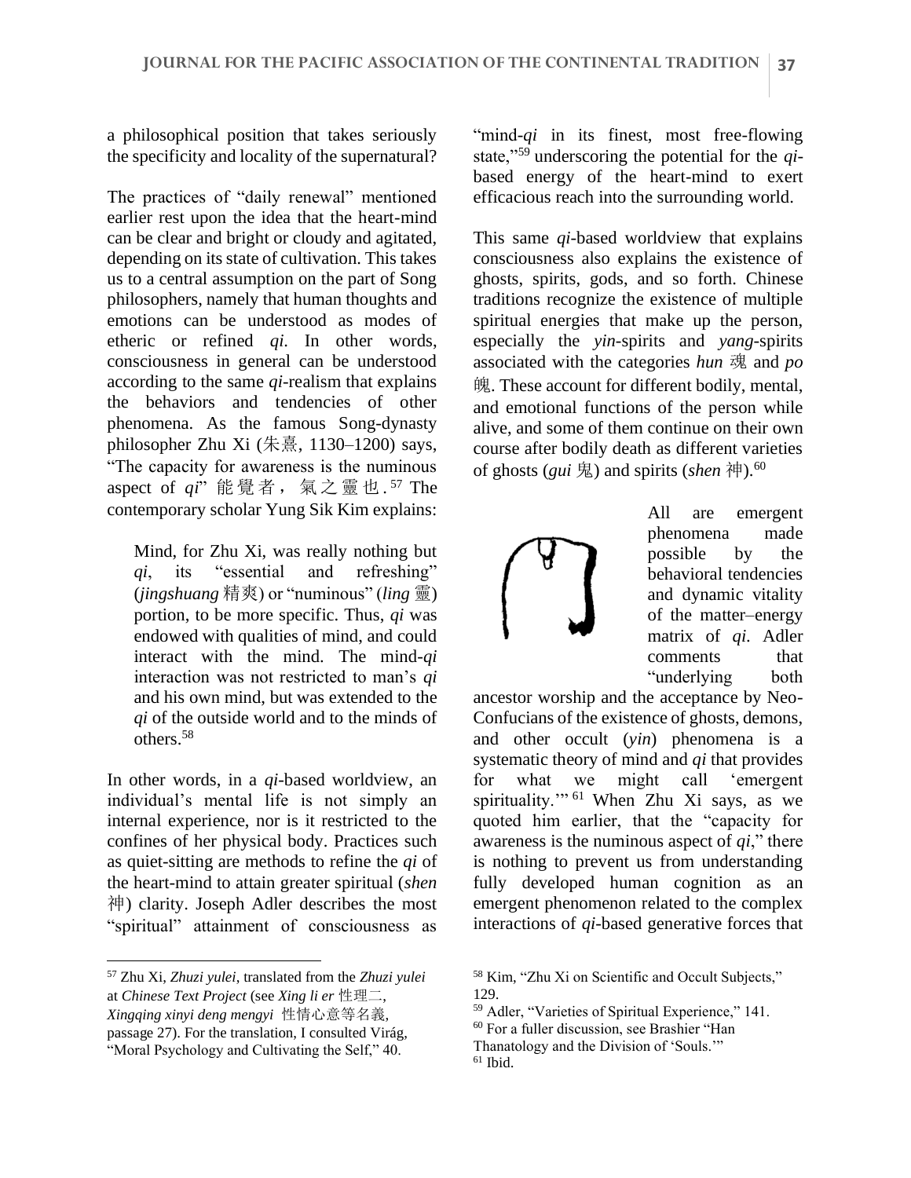a philosophical position that takes seriously the specificity and locality of the supernatural?

The practices of "daily renewal" mentioned earlier rest upon the idea that the heart-mind can be clear and bright or cloudy and agitated, depending on its state of cultivation. This takes us to a central assumption on the part of Song philosophers, namely that human thoughts and emotions can be understood as modes of etheric or refined *qi*. In other words, consciousness in general can be understood according to the same *qi*-realism that explains the behaviors and tendencies of other phenomena. As the famous Song-dynasty philosopher Zhu Xi (朱熹, 1130–1200) says, "The capacity for awareness is the numinous aspect of *qi*" 能覺者，氣之靈也.[57] The contemporary scholar Yung Sik Kim explains:

> Mind, for Zhu Xi, was really nothing but *qi*, its "essential and refreshing" (*jingshuang* 精爽) or "numinous" (*ling* 靈) portion, to be more specific. Thus, *qi* was endowed with qualities of mind, and could interact with the mind. The mind-*qi* interaction was not restricted to man's *qi* and his own mind, but was extended to the *qi* of the outside world and to the minds of others.[58]

In other words, in a *qi*-based worldview, an individual's mental life is not simply an internal experience, nor is it restricted to the confines of her physical body. Practices such as quiet-sitting are methods to refine the *qi* of the heart-mind to attain greater spiritual (*shen* 神) clarity. Joseph Adler describes the most "spiritual" attainment of consciousness as "mind-*qi* in its finest, most free-flowing state,"[59] underscoring the potential for the *qi*-based energy of the heart-mind to exert efficacious reach into the surrounding world.

This same *qi*-based worldview that explains consciousness also explains the existence of ghosts, spirits, gods, and so forth. Chinese traditions recognize the existence of multiple spiritual energies that make up the person, especially the *yin*-spirits and *yang*-spirits associated with the categories *hun* 魂 and *po* 魄. These account for different bodily, mental, and emotional functions of the person while alive, and some of them continue on their own course after bodily death as different varieties of ghosts (*gui* 鬼) and spirits (*shen* 神).[60]

All are emergent phenomena made possible by the behavioral tendencies and dynamic vitality of the matter–energy matrix of *qi*. Adler comments that "underlying both ancestor worship and the acceptance by Neo-Confucians of the existence of ghosts, demons, and other occult (*yin*) phenomena is a systematic theory of mind and *qi* that provides for what we might call 'emergent spirituality.'"[61] When Zhu Xi says, as we quoted him earlier, that the "capacity for awareness is the numinous aspect of *qi*," there is nothing to prevent us from understanding fully developed human cognition as an emergent phenomenon related to the complex interactions of *qi*-based generative forces that

---

[57] Zhu Xi, *Zhuzi yulei*, translated from the *Zhuzi yulei* at *Chinese Text Project* (see *Xing li er* 性理二, *Xingqing xinyi deng mengyi* 性情心意等名義, passage 27). For the translation, I consulted Virág, "Moral Psychology and Cultivating the Self," 40.

[58] Kim, "Zhu Xi on Scientific and Occult Subjects," 129.

[59] Adler, "Varieties of Spiritual Experience," 141.

[60] For a fuller discussion, see Brashier "Han Thanatology and the Division of 'Souls.'"

[61] Ibid.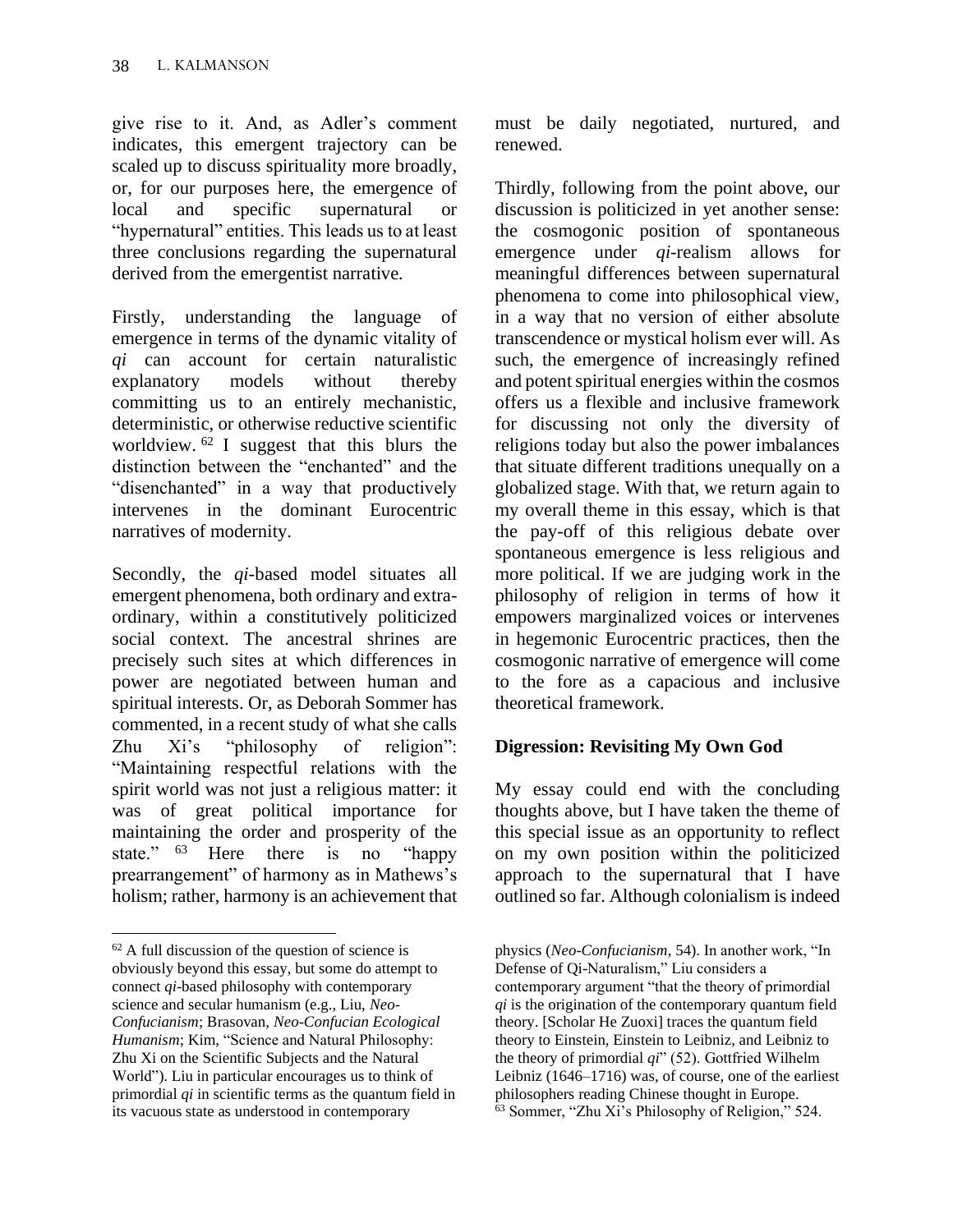give rise to it. And, as Adler's comment indicates, this emergent trajectory can be scaled up to discuss spirituality more broadly, or, for our purposes here, the emergence of local and specific supernatural or "hypernatural" entities. This leads us to at least three conclusions regarding the supernatural derived from the emergentist narrative.

Firstly, understanding the language of emergence in terms of the dynamic vitality of *qi* can account for certain naturalistic explanatory models without thereby committing us to an entirely mechanistic, deterministic, or otherwise reductive scientific worldview. [62] I suggest that this blurs the distinction between the "enchanted" and the "disenchanted" in a way that productively intervenes in the dominant Eurocentric narratives of modernity.

Secondly, the *qi*-based model situates all emergent phenomena, both ordinary and extra-ordinary, within a constitutively politicized social context. The ancestral shrines are precisely such sites at which differences in power are negotiated between human and spiritual interests. Or, as Deborah Sommer has commented, in a recent study of what she calls Zhu Xi's "philosophy of religion": "Maintaining respectful relations with the spirit world was not just a religious matter: it was of great political importance for maintaining the order and prosperity of the state." [63] Here there is no "happy prearrangement" of harmony as in Mathews's holism; rather, harmony is an achievement that must be daily negotiated, nurtured, and renewed.

Thirdly, following from the point above, our discussion is politicized in yet another sense: the cosmogonic position of spontaneous emergence under *qi*-realism allows for meaningful differences between supernatural phenomena to come into philosophical view, in a way that no version of either absolute transcendence or mystical holism ever will. As such, the emergence of increasingly refined and potent spiritual energies within the cosmos offers us a flexible and inclusive framework for discussing not only the diversity of religions today but also the power imbalances that situate different traditions unequally on a globalized stage. With that, we return again to my overall theme in this essay, which is that the pay-off of this religious debate over spontaneous emergence is less religious and more political. If we are judging work in the philosophy of religion in terms of how it empowers marginalized voices or intervenes in hegemonic Eurocentric practices, then the cosmogonic narrative of emergence will come to the fore as a capacious and inclusive theoretical framework.

## Digression: Revisiting My Own God

My essay could end with the concluding thoughts above, but I have taken the theme of this special issue as an opportunity to reflect on my own position within the politicized approach to the supernatural that I have outlined so far. Although colonialism is indeed

---

[62] A full discussion of the question of science is obviously beyond this essay, but some do attempt to connect *qi*-based philosophy with contemporary science and secular humanism (e.g., Liu, *Neo-Confucianism*; Brasovan, *Neo-Confucian Ecological Humanism*; Kim, "Science and Natural Philosophy: Zhu Xi on the Scientific Subjects and the Natural World"). Liu in particular encourages us to think of primordial *qi* in scientific terms as the quantum field in its vacuous state as understood in contemporary physics (*Neo-Confucianism*, 54). In another work, "In Defense of Qi-Naturalism," Liu considers a contemporary argument "that the theory of primordial *qi* is the origination of the contemporary quantum field theory. [Scholar He Zuoxi] traces the quantum field theory to Einstein, Einstein to Leibniz, and Leibniz to the theory of primordial *qi*" (52). Gottfried Wilhelm Leibniz (1646–1716) was, of course, one of the earliest philosophers reading Chinese thought in Europe.

[63] Sommer, "Zhu Xi's Philosophy of Religion," 524.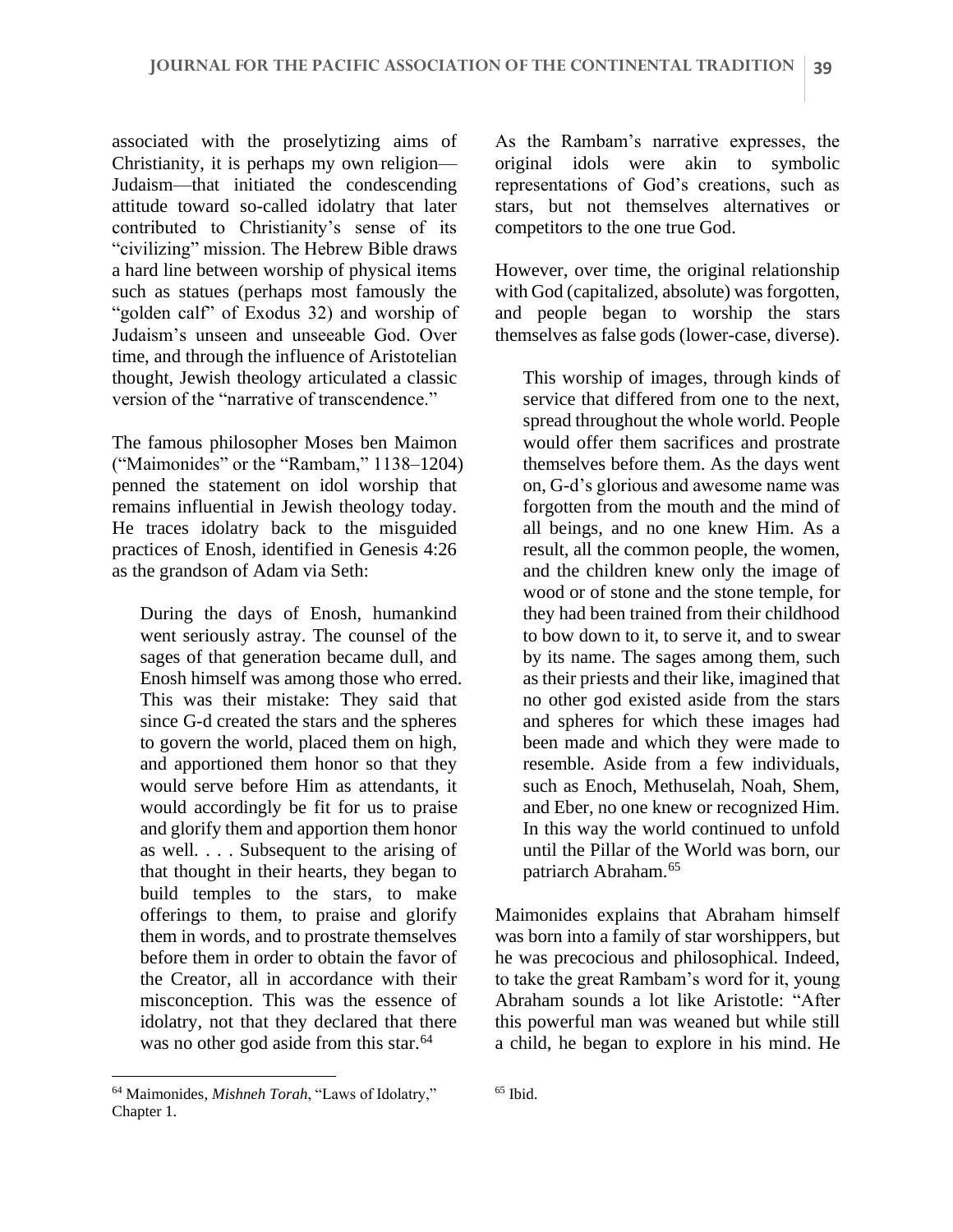associated with the proselytizing aims of Christianity, it is perhaps my own religion—Judaism—that initiated the condescending attitude toward so-called idolatry that later contributed to Christianity's sense of its "civilizing" mission. The Hebrew Bible draws a hard line between worship of physical items such as statues (perhaps most famously the "golden calf" of Exodus 32) and worship of Judaism's unseen and unseeable God. Over time, and through the influence of Aristotelian thought, Jewish theology articulated a classic version of the "narrative of transcendence."

The famous philosopher Moses ben Maimon ("Maimonides" or the "Rambam," 1138–1204) penned the statement on idol worship that remains influential in Jewish theology today. He traces idolatry back to the misguided practices of Enosh, identified in Genesis 4:26 as the grandson of Adam via Seth:

> During the days of Enosh, humankind went seriously astray. The counsel of the sages of that generation became dull, and Enosh himself was among those who erred. This was their mistake: They said that since G-d created the stars and the spheres to govern the world, placed them on high, and apportioned them honor so that they would serve before Him as attendants, it would accordingly be fit for us to praise and glorify them and apportion them honor as well. . . . Subsequent to the arising of that thought in their hearts, they began to build temples to the stars, to make offerings to them, to praise and glorify them in words, and to prostrate themselves before them in order to obtain the favor of the Creator, all in accordance with their misconception. This was the essence of idolatry, not that they declared that there was no other god aside from this star.[64]

As the Rambam's narrative expresses, the original idols were akin to symbolic representations of God's creations, such as stars, but not themselves alternatives or competitors to the one true God.

However, over time, the original relationship with God (capitalized, absolute) was forgotten, and people began to worship the stars themselves as false gods (lower-case, diverse).

> This worship of images, through kinds of service that differed from one to the next, spread throughout the whole world. People would offer them sacrifices and prostrate themselves before them. As the days went on, G-d's glorious and awesome name was forgotten from the mouth and the mind of all beings, and no one knew Him. As a result, all the common people, the women, and the children knew only the image of wood or of stone and the stone temple, for they had been trained from their childhood to bow down to it, to serve it, and to swear by its name. The sages among them, such as their priests and their like, imagined that no other god existed aside from the stars and spheres for which these images had been made and which they were made to resemble. Aside from a few individuals, such as Enoch, Methuselah, Noah, Shem, and Eber, no one knew or recognized Him. In this way the world continued to unfold until the Pillar of the World was born, our patriarch Abraham.[65]

Maimonides explains that Abraham himself was born into a family of star worshippers, but he was precocious and philosophical. Indeed, to take the great Rambam's word for it, young Abraham sounds a lot like Aristotle: "After this powerful man was weaned but while still a child, he began to explore in his mind. He

---

[64] Maimonides, *Mishneh Torah*, "Laws of Idolatry," Chapter 1.

[65] Ibid.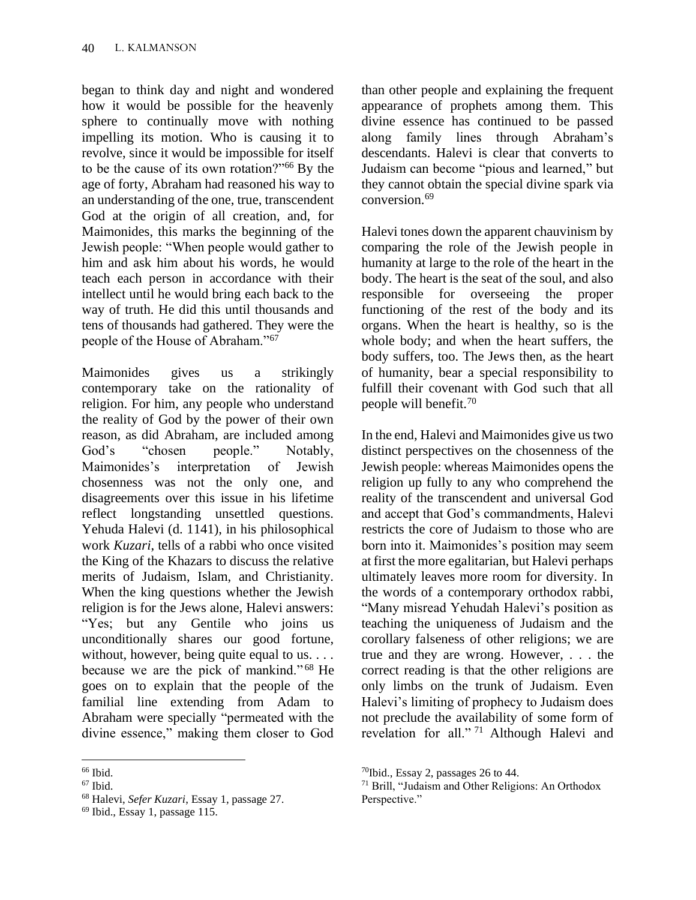began to think day and night and wondered how it would be possible for the heavenly sphere to continually move with nothing impelling its motion. Who is causing it to revolve, since it would be impossible for itself to be the cause of its own rotation?"[66] By the age of forty, Abraham had reasoned his way to an understanding of the one, true, transcendent God at the origin of all creation, and, for Maimonides, this marks the beginning of the Jewish people: "When people would gather to him and ask him about his words, he would teach each person in accordance with their intellect until he would bring each back to the way of truth. He did this until thousands and tens of thousands had gathered. They were the people of the House of Abraham."[67]

Maimonides gives us a strikingly contemporary take on the rationality of religion. For him, any people who understand the reality of God by the power of their own reason, as did Abraham, are included among God's "chosen people." Notably, Maimonides's interpretation of Jewish chosenness was not the only one, and disagreements over this issue in his lifetime reflect longstanding unsettled questions. Yehuda Halevi (d. 1141), in his philosophical work *Kuzari*, tells of a rabbi who once visited the King of the Khazars to discuss the relative merits of Judaism, Islam, and Christianity. When the king questions whether the Jewish religion is for the Jews alone, Halevi answers: "Yes; but any Gentile who joins us unconditionally shares our good fortune, without, however, being quite equal to us. . . . because we are the pick of mankind."[68] He goes on to explain that the people of the familial line extending from Adam to Abraham were specially "permeated with the divine essence," making them closer to God than other people and explaining the frequent appearance of prophets among them. This divine essence has continued to be passed along family lines through Abraham's descendants. Halevi is clear that converts to Judaism can become "pious and learned," but they cannot obtain the special divine spark via conversion.[69]

Halevi tones down the apparent chauvinism by comparing the role of the Jewish people in humanity at large to the role of the heart in the body. The heart is the seat of the soul, and also responsible for overseeing the proper functioning of the rest of the body and its organs. When the heart is healthy, so is the whole body; and when the heart suffers, the body suffers, too. The Jews then, as the heart of humanity, bear a special responsibility to fulfill their covenant with God such that all people will benefit.[70]

In the end, Halevi and Maimonides give us two distinct perspectives on the chosenness of the Jewish people: whereas Maimonides opens the religion up fully to any who comprehend the reality of the transcendent and universal God and accept that God's commandments, Halevi restricts the core of Judaism to those who are born into it. Maimonides's position may seem at first the more egalitarian, but Halevi perhaps ultimately leaves more room for diversity. In the words of a contemporary orthodox rabbi, "Many misread Yehudah Halevi's position as teaching the uniqueness of Judaism and the corollary falseness of other religions; we are true and they are wrong. However, . . . the correct reading is that the other religions are only limbs on the trunk of Judaism. Even Halevi's limiting of prophecy to Judaism does not preclude the availability of some form of revelation for all."[71] Although Halevi and

[66] Ibid.

[67] Ibid.

[68] Halevi, *Sefer Kuzari*, Essay 1, passage 27.

[69] Ibid., Essay 1, passage 115.

[70] Ibid., Essay 2, passages 26 to 44.

[71] Brill, "Judaism and Other Religions: An Orthodox Perspective."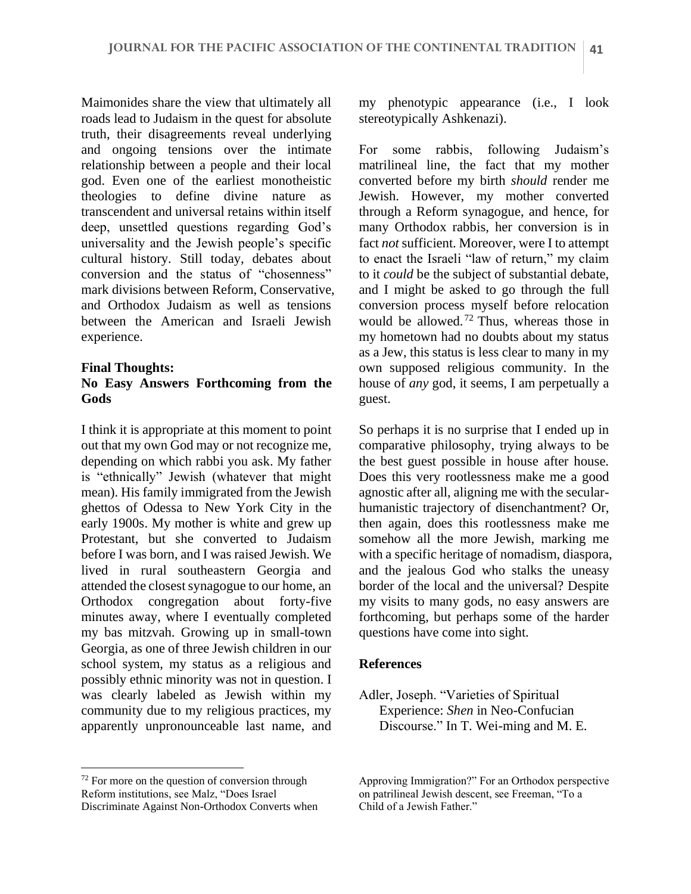Maimonides share the view that ultimately all roads lead to Judaism in the quest for absolute truth, their disagreements reveal underlying and ongoing tensions over the intimate relationship between a people and their local god. Even one of the earliest monotheistic theologies to define divine nature as transcendent and universal retains within itself deep, unsettled questions regarding God's universality and the Jewish people's specific cultural history. Still today, debates about conversion and the status of "chosenness" mark divisions between Reform, Conservative, and Orthodox Judaism as well as tensions between the American and Israeli Jewish experience.

### Final Thoughts: No Easy Answers Forthcoming from the Gods

I think it is appropriate at this moment to point out that my own God may or not recognize me, depending on which rabbi you ask. My father is "ethnically" Jewish (whatever that might mean). His family immigrated from the Jewish ghettos of Odessa to New York City in the early 1900s. My mother is white and grew up Protestant, but she converted to Judaism before I was born, and I was raised Jewish. We lived in rural southeastern Georgia and attended the closest synagogue to our home, an Orthodox congregation about forty-five minutes away, where I eventually completed my bas mitzvah. Growing up in small-town Georgia, as one of three Jewish children in our school system, my status as a religious and possibly ethnic minority was not in question. I was clearly labeled as Jewish within my community due to my religious practices, my apparently unpronounceable last name, and my phenotypic appearance (i.e., I look stereotypically Ashkenazi).

For some rabbis, following Judaism's matrilineal line, the fact that my mother converted before my birth *should* render me Jewish. However, my mother converted through a Reform synagogue, and hence, for many Orthodox rabbis, her conversion is in fact *not* sufficient. Moreover, were I to attempt to enact the Israeli "law of return," my claim to it *could* be the subject of substantial debate, and I might be asked to go through the full conversion process myself before relocation would be allowed.[72] Thus, whereas those in my hometown had no doubts about my status as a Jew, this status is less clear to many in my own supposed religious community. In the house of *any* god, it seems, I am perpetually a guest.

So perhaps it is no surprise that I ended up in comparative philosophy, trying always to be the best guest possible in house after house. Does this very rootlessness make me a good agnostic after all, aligning me with the secular-humanistic trajectory of disenchantment? Or, then again, does this rootlessness make me somehow all the more Jewish, marking me with a specific heritage of nomadism, diaspora, and the jealous God who stalks the uneasy border of the local and the universal? Despite my visits to many gods, no easy answers are forthcoming, but perhaps some of the harder questions have come into sight.

### References

Adler, Joseph. "Varieties of Spiritual Experience: *Shen* in Neo-Confucian Discourse." In T. Wei-ming and M. E.

---

[72] For more on the question of conversion through Reform institutions, see Malz, "Does Israel Discriminate Against Non-Orthodox Converts when Approving Immigration?" For an Orthodox perspective on patrilineal Jewish descent, see Freeman, "To a Child of a Jewish Father."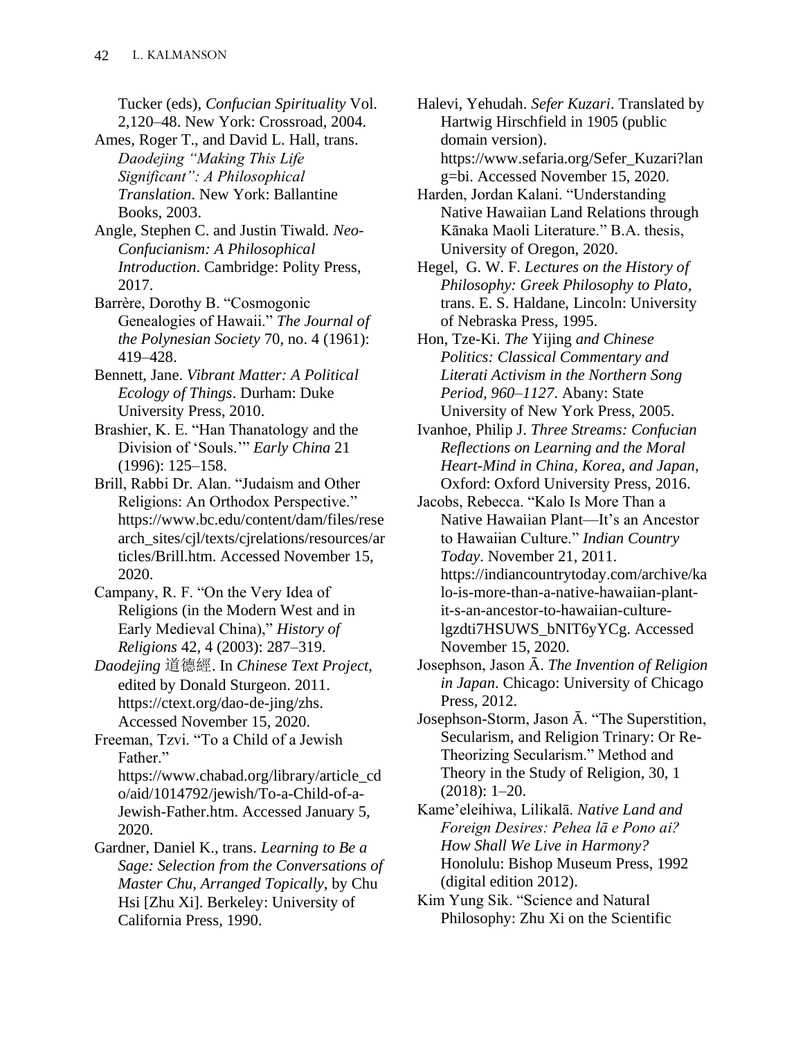Tucker (eds), *Confucian Spirituality* Vol. 2,120–48. New York: Crossroad, 2004.

Ames, Roger T., and David L. Hall, trans. *Daodejing "Making This Life Significant": A Philosophical Translation*. New York: Ballantine Books, 2003.

Angle, Stephen C. and Justin Tiwald. *Neo-Confucianism: A Philosophical Introduction*. Cambridge: Polity Press, 2017.

Barrère, Dorothy B. "Cosmogonic Genealogies of Hawaii." *The Journal of the Polynesian Society* 70, no. 4 (1961): 419–428.

Bennett, Jane. *Vibrant Matter: A Political Ecology of Things*. Durham: Duke University Press, 2010.

Brashier, K. E. "Han Thanatology and the Division of 'Souls.'" *Early China* 21 (1996): 125–158.

Brill, Rabbi Dr. Alan. "Judaism and Other Religions: An Orthodox Perspective." https://www.bc.edu/content/dam/files/research_sites/cjl/texts/cjrelations/resources/articles/Brill.htm. Accessed November 15, 2020.

Campany, R. F. "On the Very Idea of Religions (in the Modern West and in Early Medieval China)," *History of Religions* 42, 4 (2003): 287–319.

*Daodejing* 道德經. In *Chinese Text Project*, edited by Donald Sturgeon. 2011. https://ctext.org/dao-de-jing/zhs. Accessed November 15, 2020.

Freeman, Tzvi. "To a Child of a Jewish Father." https://www.chabad.org/library/article_cdo/aid/1014792/jewish/To-a-Child-of-a-Jewish-Father.htm. Accessed January 5, 2020.

Gardner, Daniel K., trans. *Learning to Be a Sage: Selection from the Conversations of Master Chu, Arranged Topically*, by Chu Hsi [Zhu Xi]. Berkeley: University of California Press, 1990.

Halevi, Yehudah. *Sefer Kuzari*. Translated by Hartwig Hirschfield in 1905 (public domain version). https://www.sefaria.org/Sefer_Kuzari?lang=bi. Accessed November 15, 2020.

Harden, Jordan Kalani. "Understanding Native Hawaiian Land Relations through Kānaka Maoli Literature." B.A. thesis, University of Oregon, 2020.

Hegel, G. W. F. *Lectures on the History of Philosophy: Greek Philosophy to Plato*, trans. E. S. Haldane, Lincoln: University of Nebraska Press, 1995.

Hon, Tze-Ki. *The* Yijing *and Chinese Politics: Classical Commentary and Literati Activism in the Northern Song Period, 960–1127*. Abany: State University of New York Press, 2005.

Ivanhoe, Philip J. *Three Streams: Confucian Reflections on Learning and the Moral Heart-Mind in China, Korea, and Japan*, Oxford: Oxford University Press, 2016.

Jacobs, Rebecca. "Kalo Is More Than a Native Hawaiian Plant—It's an Ancestor to Hawaiian Culture." *Indian Country Today*. November 21, 2011. https://indiancountrytoday.com/archive/kalo-is-more-than-a-native-hawaiian-plant-it-s-an-ancestor-to-hawaiian-culture-lgzdti7HSUWS_bNIT6yYCg. Accessed November 15, 2020.

Josephson, Jason Ā. *The Invention of Religion in Japan*. Chicago: University of Chicago Press, 2012.

Josephson-Storm, Jason Ā. "The Superstition, Secularism, and Religion Trinary: Or Re-Theorizing Secularism." Method and Theory in the Study of Religion, 30, 1 (2018): 1–20.

Kame'eleihiwa, Lilikalā. *Native Land and Foreign Desires: Pehea lā e Pono ai? How Shall We Live in Harmony?* Honolulu: Bishop Museum Press, 1992 (digital edition 2012).

Kim Yung Sik. "Science and Natural Philosophy: Zhu Xi on the Scientific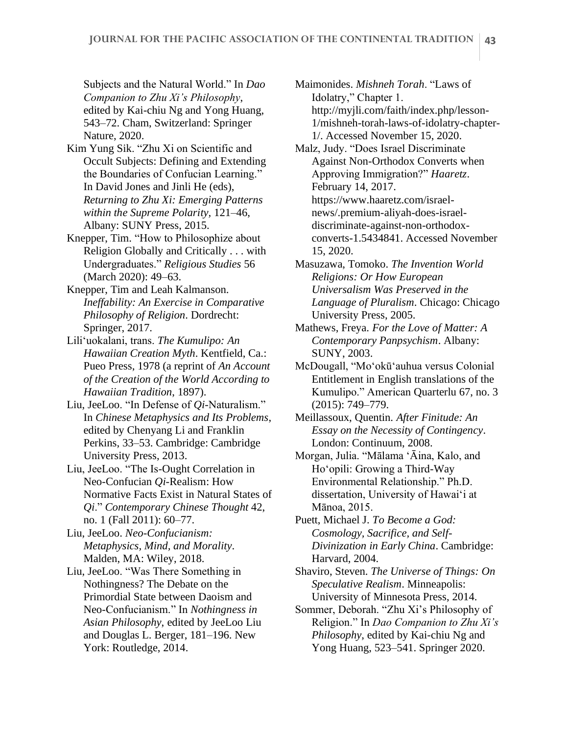Subjects and the Natural World." In *Dao Companion to Zhu Xi's Philosophy*, edited by Kai-chiu Ng and Yong Huang, 543–72. Cham, Switzerland: Springer Nature, 2020.

Kim Yung Sik. "Zhu Xi on Scientific and Occult Subjects: Defining and Extending the Boundaries of Confucian Learning." In David Jones and Jinli He (eds), *Returning to Zhu Xi: Emerging Patterns within the Supreme Polarity*, 121–46, Albany: SUNY Press, 2015.

Knepper, Tim. "How to Philosophize about Religion Globally and Critically . . . with Undergraduates." *Religious Studies* 56 (March 2020): 49–63.

Knepper, Tim and Leah Kalmanson. *Ineffability: An Exercise in Comparative Philosophy of Religion*. Dordrecht: Springer, 2017.

Liliʻuokalani, trans. *The Kumulipo: An Hawaiian Creation Myth*. Kentfield, Ca.: Pueo Press, 1978 (a reprint of *An Account of the Creation of the World According to Hawaiian Tradition*, 1897).

Liu, JeeLoo. "In Defense of *Qi*-Naturalism." In *Chinese Metaphysics and Its Problems*, edited by Chenyang Li and Franklin Perkins, 33–53. Cambridge: Cambridge University Press, 2013.

Liu, JeeLoo. "The Is-Ought Correlation in Neo-Confucian *Qi*-Realism: How Normative Facts Exist in Natural States of *Qi*." *Contemporary Chinese Thought* 42, no. 1 (Fall 2011): 60–77.

Liu, JeeLoo. *Neo-Confucianism: Metaphysics, Mind, and Morality*. Malden, MA: Wiley, 2018.

Liu, JeeLoo. "Was There Something in Nothingness? The Debate on the Primordial State between Daoism and Neo-Confucianism." In *Nothingness in Asian Philosophy*, edited by JeeLoo Liu and Douglas L. Berger, 181–196. New York: Routledge, 2014.

Maimonides. *Mishneh Torah*. "Laws of Idolatry," Chapter 1. http://myjli.com/faith/index.php/lesson-1/mishneh-torah-laws-of-idolatry-chapter-1/. Accessed November 15, 2020.

Malz, Judy. "Does Israel Discriminate Against Non-Orthodox Converts when Approving Immigration?" *Haaretz*. February 14, 2017. https://www.haaretz.com/israel-news/.premium-aliyah-does-israel-discriminate-against-non-orthodox-converts-1.5434841. Accessed November 15, 2020.

Masuzawa, Tomoko. *The Invention World Religions: Or How European Universalism Was Preserved in the Language of Pluralism*. Chicago: Chicago University Press, 2005.

Mathews, Freya. *For the Love of Matter: A Contemporary Panpsychism*. Albany: SUNY, 2003.

McDougall, "Moʻokūʻauhua versus Colonial Entitlement in English translations of the Kumulipo." American Quarterlu 67, no. 3 (2015): 749–779.

Meillassoux, Quentin. *After Finitude: An Essay on the Necessity of Contingency*. London: Continuum, 2008.

Morgan, Julia. "Mālama ʻĀina, Kalo, and Hoʻopili: Growing a Third-Way Environmental Relationship." Ph.D. dissertation, University of Hawaiʻi at Mānoa, 2015.

Puett, Michael J. *To Become a God: Cosmology, Sacrifice, and Self-Divinization in Early China*. Cambridge: Harvard, 2004.

Shaviro, Steven. *The Universe of Things: On Speculative Realism*. Minneapolis: University of Minnesota Press, 2014.

Sommer, Deborah. "Zhu Xi's Philosophy of Religion." In *Dao Companion to Zhu Xi's Philosophy*, edited by Kai-chiu Ng and Yong Huang, 523–541. Springer 2020.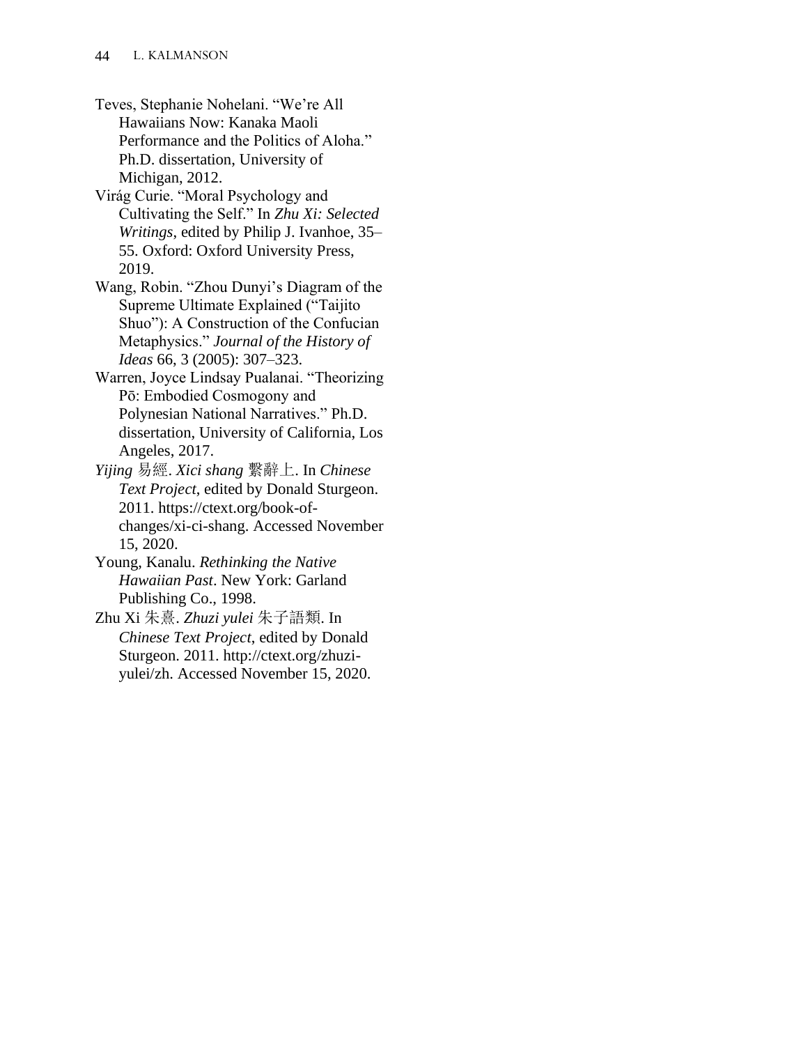Teves, Stephanie Nohelani. "We're All Hawaiians Now: Kanaka Maoli Performance and the Politics of Aloha." Ph.D. dissertation, University of Michigan, 2012.

Virág Curie. "Moral Psychology and Cultivating the Self." In *Zhu Xi: Selected Writings*, edited by Philip J. Ivanhoe, 35–55. Oxford: Oxford University Press, 2019.

Wang, Robin. "Zhou Dunyi's Diagram of the Supreme Ultimate Explained ("Taijito Shuo"): A Construction of the Confucian Metaphysics." *Journal of the History of Ideas* 66, 3 (2005): 307–323.

Warren, Joyce Lindsay Pualanai. "Theorizing Pō: Embodied Cosmogony and Polynesian National Narratives." Ph.D. dissertation, University of California, Los Angeles, 2017.

*Yijing* 易經. *Xici shang* 繫辭上. In *Chinese Text Project*, edited by Donald Sturgeon. 2011. https://ctext.org/book-of-changes/xi-ci-shang. Accessed November 15, 2020.

Young, Kanalu. *Rethinking the Native Hawaiian Past*. New York: Garland Publishing Co., 1998.

Zhu Xi 朱熹. *Zhuzi yulei* 朱子語類. In *Chinese Text Project*, edited by Donald Sturgeon. 2011. http://ctext.org/zhuzi-yulei/zh. Accessed November 15, 2020.